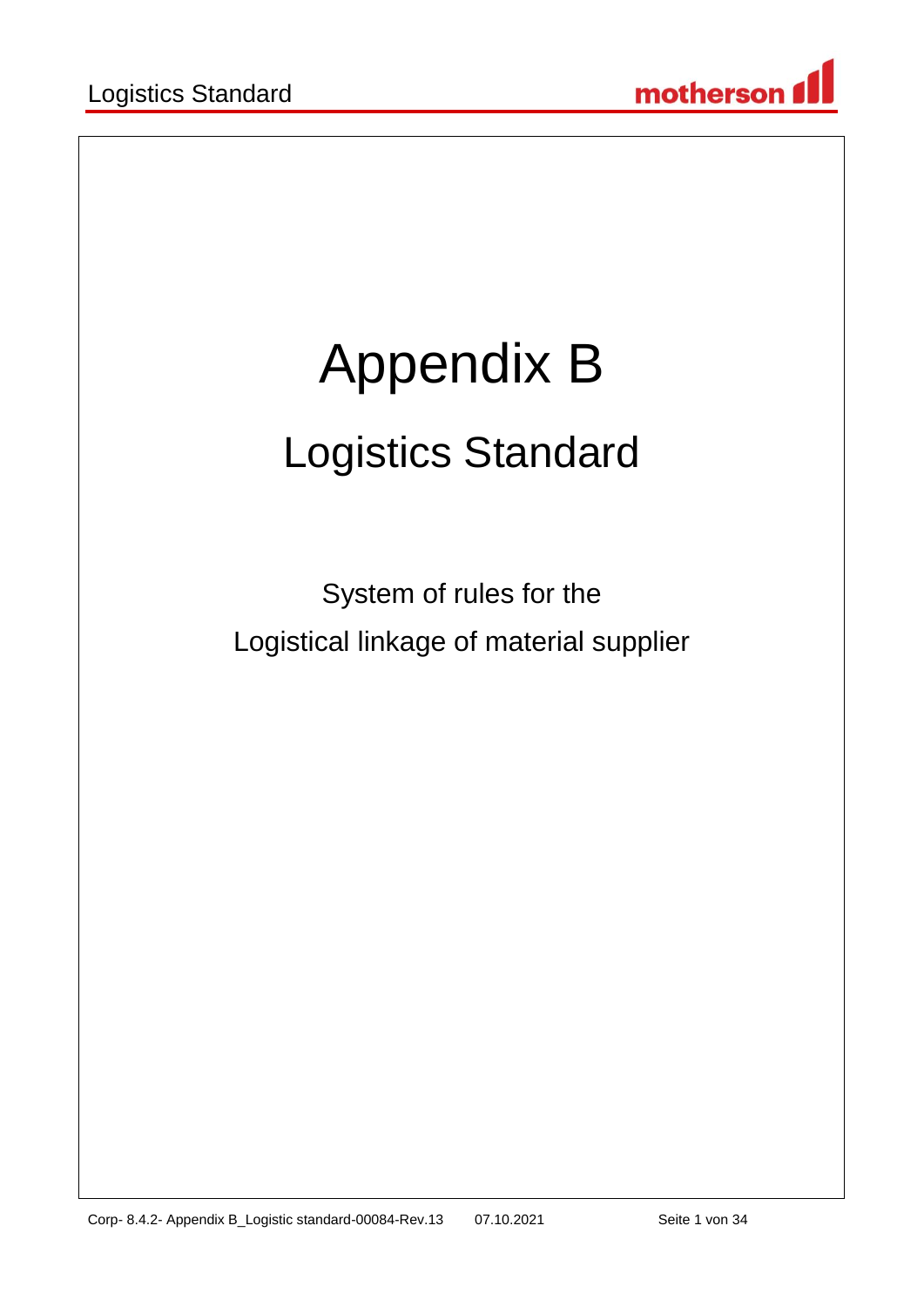# Appendix B

## Logistics Standard

System of rules for the

Logistical linkage of material supplier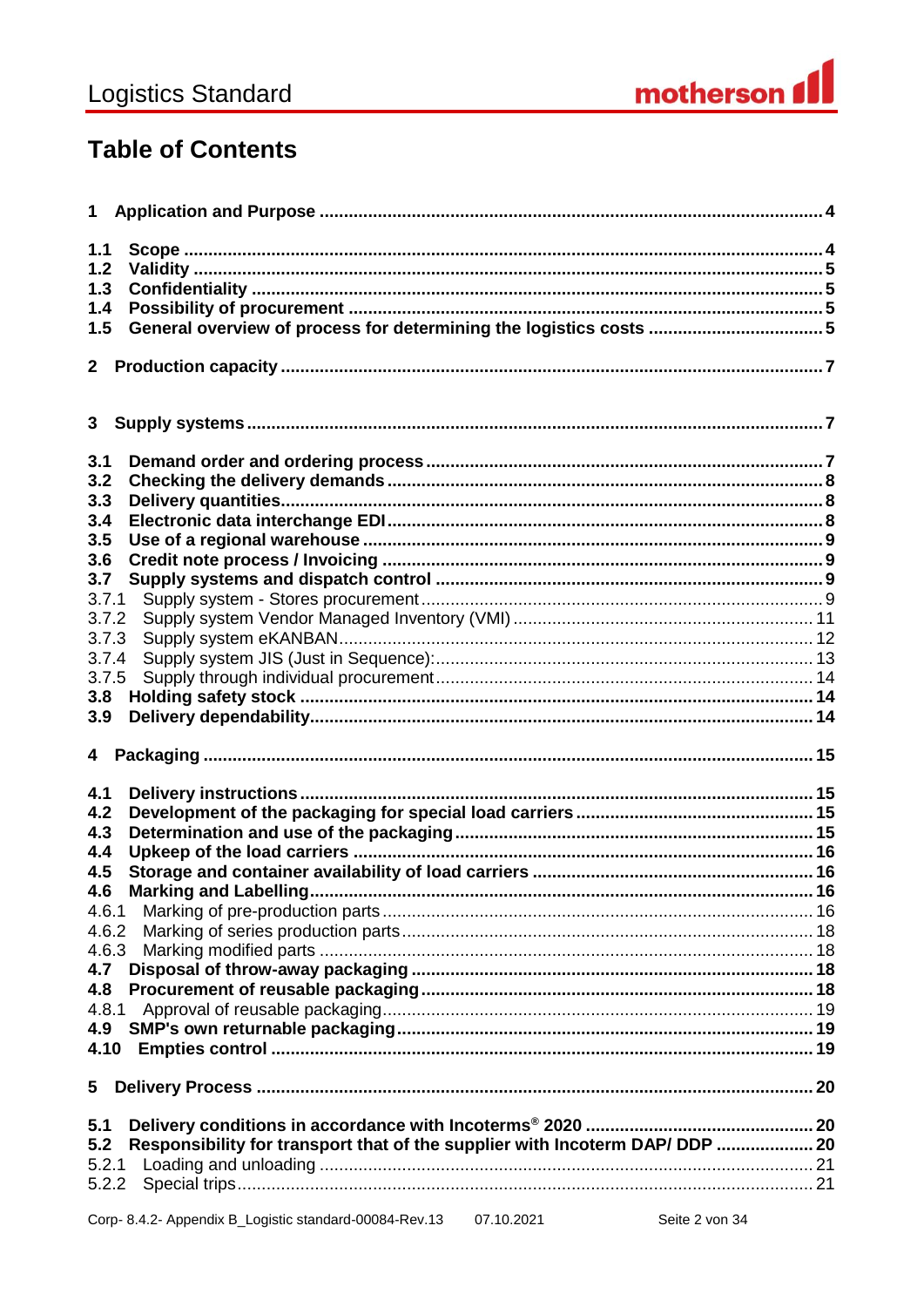# Table of Contents

**1 Application and Purpose ....... 4**

**1.1 Scope ....... 4**
**1.2 Validity ....... 5**
**1.3 Confidentiality ....... 5**
**1.4 Possibility of procurement ....... 5**
**1.5 General overview of process for determining the logistics costs ....... 5**

**2 Production capacity ....... 7**

**3 Supply systems ....... 7**

**3.1 Demand order and ordering process ....... 7**
**3.2 Checking the delivery demands ....... 8**
**3.3 Delivery quantities ....... 8**
**3.4 Electronic data interchange EDI ....... 8**
**3.5 Use of a regional warehouse ....... 9**
**3.6 Credit note process / Invoicing ....... 9**
**3.7 Supply systems and dispatch control ....... 9**
3.7.1 Supply system - Stores procurement ....... 9
3.7.2 Supply system Vendor Managed Inventory (VMI) ....... 11
3.7.3 Supply system eKANBAN ....... 12
3.7.4 Supply system JIS (Just in Sequence): ....... 13
3.7.5 Supply through individual procurement ....... 14
**3.8 Holding safety stock ....... 14**
**3.9 Delivery dependability ....... 14**

**4 Packaging ....... 15**

**4.1 Delivery instructions ....... 15**
**4.2 Development of the packaging for special load carriers ....... 15**
**4.3 Determination and use of the packaging ....... 15**
**4.4 Upkeep of the load carriers ....... 16**
**4.5 Storage and container availability of load carriers ....... 16**
**4.6 Marking and Labelling ....... 16**
4.6.1 Marking of pre-production parts ....... 16
4.6.2 Marking of series production parts ....... 18
4.6.3 Marking modified parts ....... 18
**4.7 Disposal of throw-away packaging ....... 18**
**4.8 Procurement of reusable packaging ....... 18**
4.8.1 Approval of reusable packaging ....... 19
**4.9 SMP's own returnable packaging ....... 19**
**4.10 Empties control ....... 19**

**5 Delivery Process ....... 20**

**5.1 Delivery conditions in accordance with Incoterms® 2020 ....... 20**
**5.2 Responsibility for transport that of the supplier with Incoterm DAP/ DDP ....... 20**
5.2.1 Loading and unloading ....... 21
5.2.2 Special trips ....... 21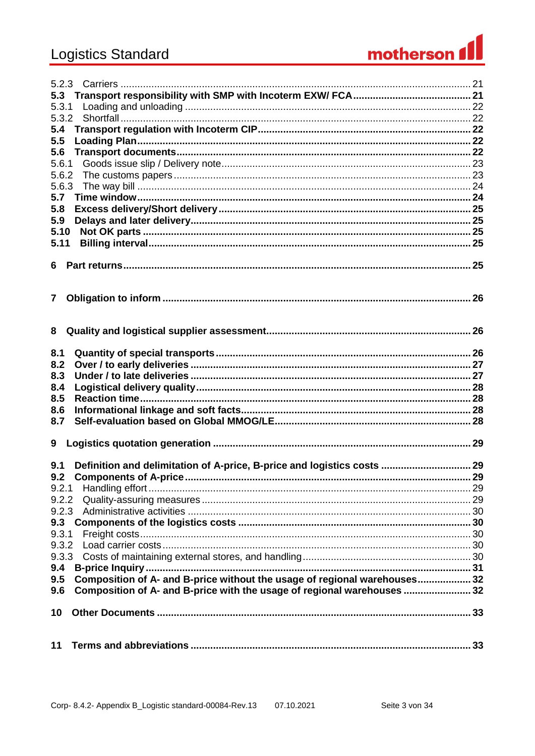5.2.3 Carriers ........................................................................................................ 21
**5.3 Transport responsibility with SMP with Incoterm EXW/ FCA ......................................... 21**
5.3.1 Loading and unloading ........................................................................................ 22
5.3.2 Shortfall ........................................................................................................ 22
**5.4 Transport regulation with Incoterm CIP ........................................................................ 22**
**5.5 Loading Plan ........................................................................................................ 22**
**5.6 Transport documents ........................................................................................................ 22**
5.6.1 Goods issue slip / Delivery note ........................................................................................ 23
5.6.2 The customs papers ........................................................................................................ 23
5.6.3 The way bill ........................................................................................................ 24
**5.7 Time window ........................................................................................................ 24**
**5.8 Excess delivery/Short delivery ........................................................................................................ 25**
**5.9 Delays and later delivery ........................................................................................................ 25**
**5.10 Not OK parts ........................................................................................................ 25**
**5.11 Billing interval ........................................................................................................ 25**

**6 Part returns ........................................................................................................ 25**

**7 Obligation to inform ........................................................................................................ 26**

**8 Quality and logistical supplier assessment ........................................................................................................ 26**

**8.1 Quantity of special transports ........................................................................................................ 26**
**8.2 Over / to early deliveries ........................................................................................................ 27**
**8.3 Under / to late deliveries ........................................................................................................ 27**
**8.4 Logistical delivery quality ........................................................................................................ 28**
**8.5 Reaction time ........................................................................................................ 28**
**8.6 Informational linkage and soft facts ........................................................................................................ 28**
**8.7 Self-evaluation based on Global MMOG/LE ........................................................................................................ 28**

**9 Logistics quotation generation ........................................................................................................ 29**

**9.1 Definition and delimitation of A-price, B-price and logistics costs ................................ 29**
**9.2 Components of A-price ........................................................................................................ 29**
9.2.1 Handling effort ........................................................................................................ 29
9.2.2 Quality-assuring measures ........................................................................................................ 29
9.2.3 Administrative activities ........................................................................................................ 30
**9.3 Components of the logistics costs ........................................................................................................ 30**
9.3.1 Freight costs ........................................................................................................ 30
9.3.2 Load carrier costs ........................................................................................................ 30
9.3.3 Costs of maintaining external stores, and handling ........................................................................ 30
**9.4 B-price Inquiry ........................................................................................................ 31**
**9.5 Composition of A- and B-price without the usage of regional warehouses ................... 32**
**9.6 Composition of A- and B-price with the usage of regional warehouses ........................ 32**

**10 Other Documents ........................................................................................................ 33**

**11 Terms and abbreviations ........................................................................................................ 33**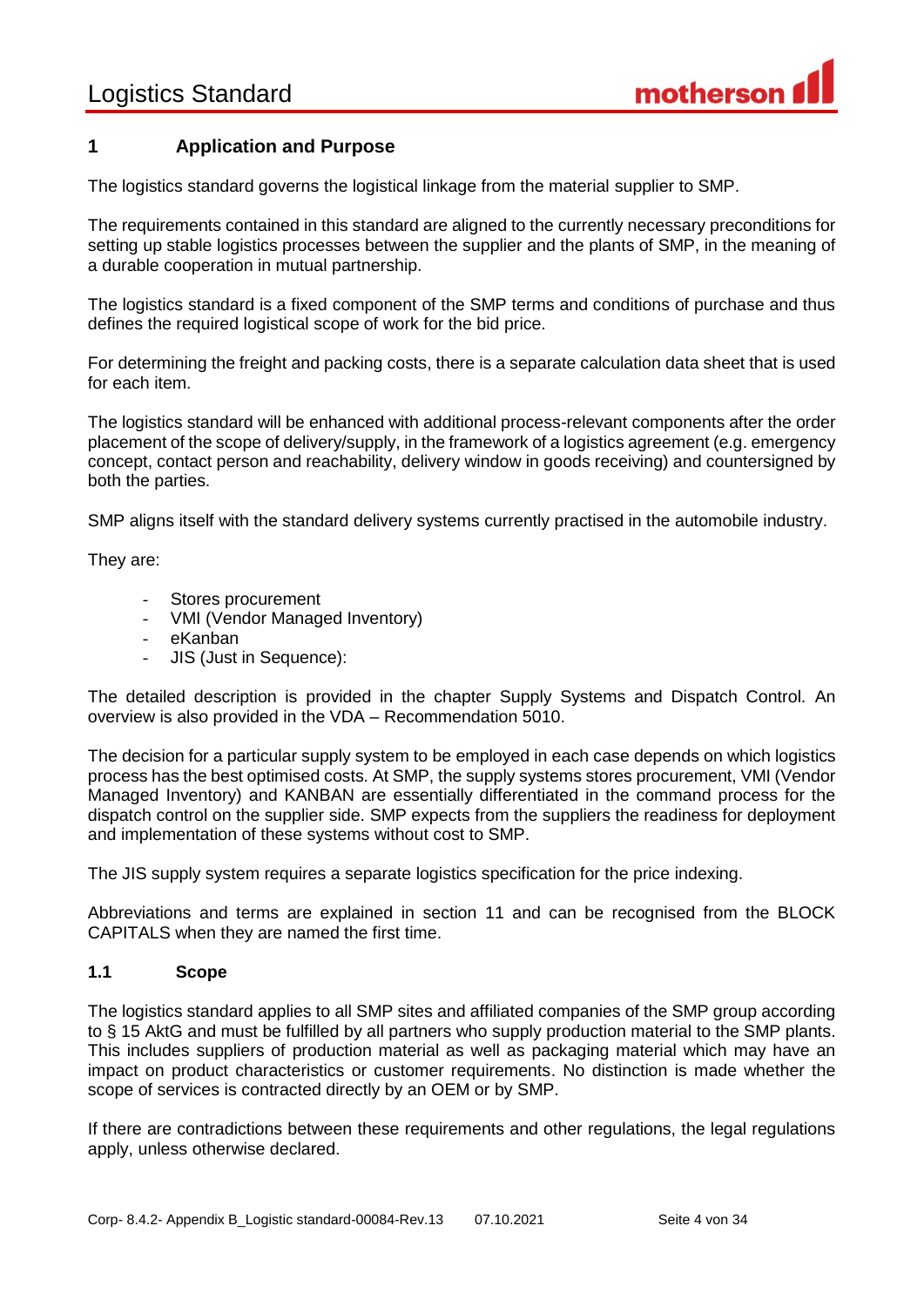# 1 Application and Purpose

The logistics standard governs the logistical linkage from the material supplier to SMP.

The requirements contained in this standard are aligned to the currently necessary preconditions for setting up stable logistics processes between the supplier and the plants of SMP, in the meaning of a durable cooperation in mutual partnership.

The logistics standard is a fixed component of the SMP terms and conditions of purchase and thus defines the required logistical scope of work for the bid price.

For determining the freight and packing costs, there is a separate calculation data sheet that is used for each item.

The logistics standard will be enhanced with additional process-relevant components after the order placement of the scope of delivery/supply, in the framework of a logistics agreement (e.g. emergency concept, contact person and reachability, delivery window in goods receiving) and countersigned by both the parties.

SMP aligns itself with the standard delivery systems currently practised in the automobile industry.

They are:

- Stores procurement
- VMI (Vendor Managed Inventory)
- eKanban
- JIS (Just in Sequence):

The detailed description is provided in the chapter Supply Systems and Dispatch Control. An overview is also provided in the VDA – Recommendation 5010.

The decision for a particular supply system to be employed in each case depends on which logistics process has the best optimised costs. At SMP, the supply systems stores procurement, VMI (Vendor Managed Inventory) and KANBAN are essentially differentiated in the command process for the dispatch control on the supplier side. SMP expects from the suppliers the readiness for deployment and implementation of these systems without cost to SMP.

The JIS supply system requires a separate logistics specification for the price indexing.

Abbreviations and terms are explained in section 11 and can be recognised from the BLOCK CAPITALS when they are named the first time.

## 1.1 Scope

The logistics standard applies to all SMP sites and affiliated companies of the SMP group according to § 15 AktG and must be fulfilled by all partners who supply production material to the SMP plants. This includes suppliers of production material as well as packaging material which may have an impact on product characteristics or customer requirements. No distinction is made whether the scope of services is contracted directly by an OEM or by SMP.

If there are contradictions between these requirements and other regulations, the legal regulations apply, unless otherwise declared.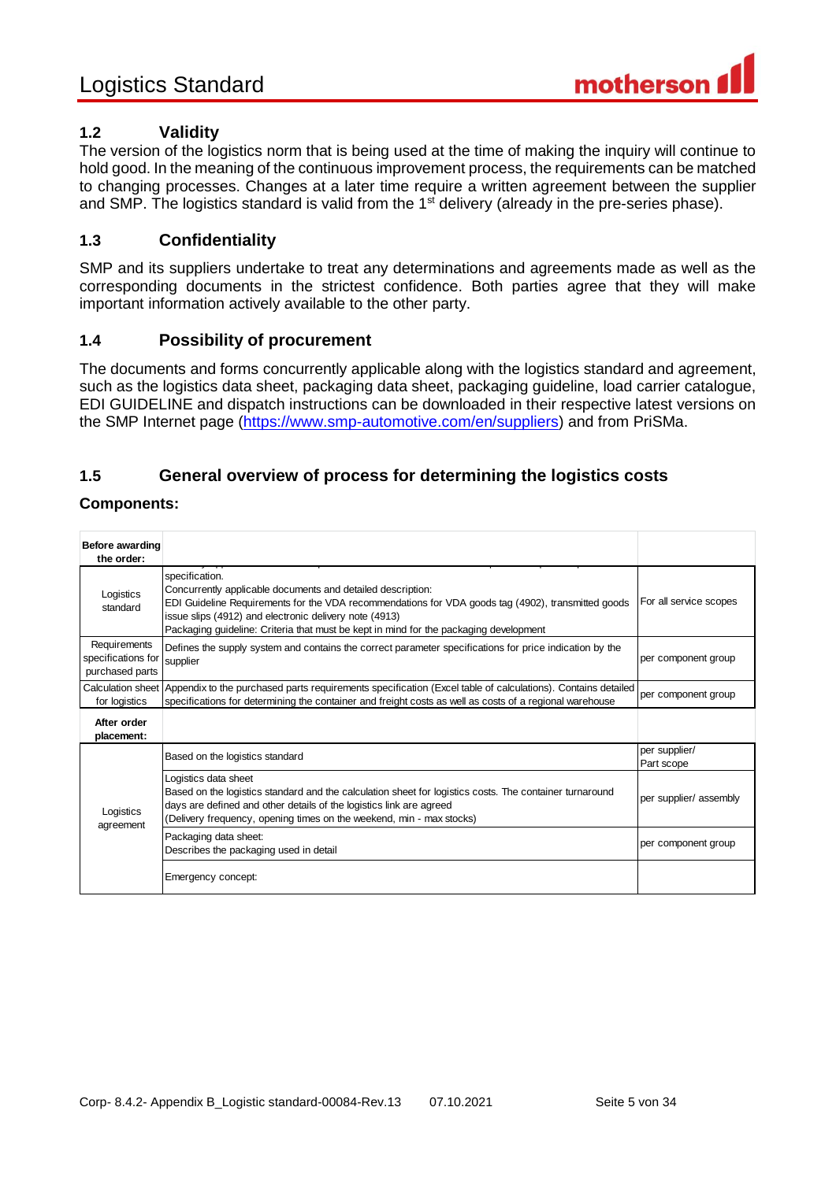## 1.2 Validity

The version of the logistics norm that is being used at the time of making the inquiry will continue to hold good. In the meaning of the continuous improvement process, the requirements can be matched to changing processes. Changes at a later time require a written agreement between the supplier and SMP. The logistics standard is valid from the 1st delivery (already in the pre-series phase).

## 1.3 Confidentiality

SMP and its suppliers undertake to treat any determinations and agreements made as well as the corresponding documents in the strictest confidence. Both parties agree that they will make important information actively available to the other party.

## 1.4 Possibility of procurement

The documents and forms concurrently applicable along with the logistics standard and agreement, such as the logistics data sheet, packaging data sheet, packaging guideline, load carrier catalogue, EDI GUIDELINE and dispatch instructions can be downloaded in their respective latest versions on the SMP Internet page (https://www.smp-automotive.com/en/suppliers) and from PriSMa.

## 1.5 General overview of process for determining the logistics costs

**Components:**

| **Before awarding the order:** | | |
|---|---|---|
| Logistics standard | specification.<br>Concurrently applicable documents and detailed description:<br>EDI Guideline Requirements for the VDA recommendations for VDA goods tag (4902), transmitted goods issue slips (4912) and electronic delivery note (4913)<br>Packaging guideline: Criteria that must be kept in mind for the packaging development | For all service scopes |
| Requirements specifications for purchased parts | Defines the supply system and contains the correct parameter specifications for price indication by the supplier | per component group |
| Calculation sheet for logistics | Appendix to the purchased parts requirements specification (Excel table of calculations). Contains detailed specifications for determining the container and freight costs as well as costs of a regional warehouse | per component group |
| **After order placement:** | | |
| Logistics agreement | Based on the logistics standard | per supplier/ Part scope |
| | Logistics data sheet<br>Based on the logistics standard and the calculation sheet for logistics costs. The container turnaround days are defined and other details of the logistics link are agreed<br>(Delivery frequency, opening times on the weekend, min - max stocks) | per supplier/ assembly |
| | Packaging data sheet:<br>Describes the packaging used in detail | per component group |
| | Emergency concept: | |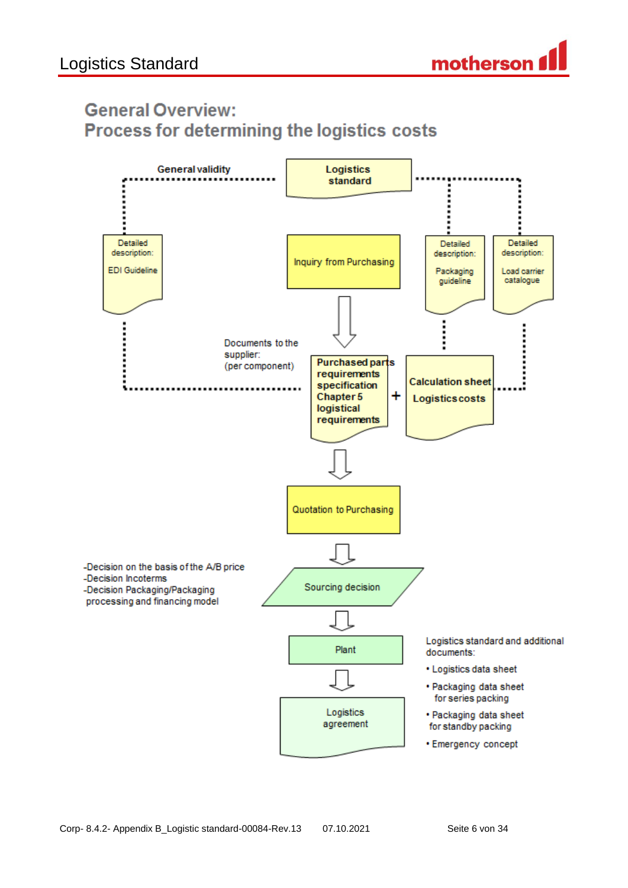## General Overview: Process for determining the logistics costs

General validity

Logistics standard

Detailed description: EDI Guideline

Inquiry from Purchasing

Detailed description: Packaging guideline

Detailed description: Load carrier catalogue

Documents to the supplier: (per component)

**Purchased parts requirements specification Chapter 5 logistical requirements**

\+

**Calculation sheet Logistics costs**

Quotation to Purchasing

- Decision on the basis of the A/B price
- Decision Incoterms
- Decision Packaging/Packaging processing and financing model

Sourcing decision

Plant

Logistics agreement

Logistics standard and additional documents:

- Logistics data sheet
- Packaging data sheet for series packing
- Packaging data sheet for standby packing
- Emergency concept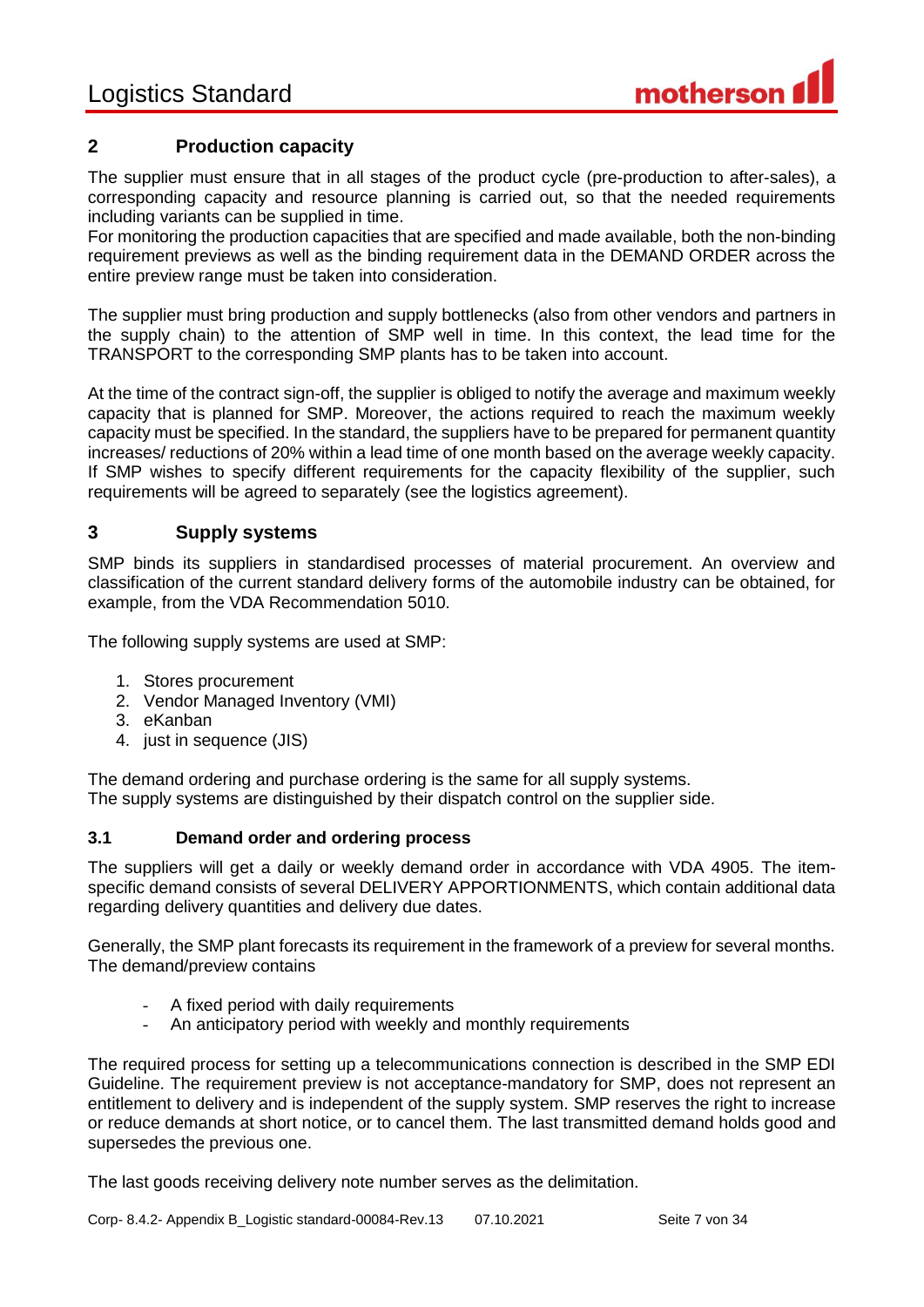## 2 Production capacity

The supplier must ensure that in all stages of the product cycle (pre-production to after-sales), a corresponding capacity and resource planning is carried out, so that the needed requirements including variants can be supplied in time.
For monitoring the production capacities that are specified and made available, both the non-binding requirement previews as well as the binding requirement data in the DEMAND ORDER across the entire preview range must be taken into consideration.

The supplier must bring production and supply bottlenecks (also from other vendors and partners in the supply chain) to the attention of SMP well in time. In this context, the lead time for the TRANSPORT to the corresponding SMP plants has to be taken into account.

At the time of the contract sign-off, the supplier is obliged to notify the average and maximum weekly capacity that is planned for SMP. Moreover, the actions required to reach the maximum weekly capacity must be specified. In the standard, the suppliers have to be prepared for permanent quantity increases/ reductions of 20% within a lead time of one month based on the average weekly capacity. If SMP wishes to specify different requirements for the capacity flexibility of the supplier, such requirements will be agreed to separately (see the logistics agreement).

## 3 Supply systems

SMP binds its suppliers in standardised processes of material procurement. An overview and classification of the current standard delivery forms of the automobile industry can be obtained, for example, from the VDA Recommendation 5010.

The following supply systems are used at SMP:

1. Stores procurement
2. Vendor Managed Inventory (VMI)
3. eKanban
4. just in sequence (JIS)

The demand ordering and purchase ordering is the same for all supply systems.
The supply systems are distinguished by their dispatch control on the supplier side.

### 3.1 Demand order and ordering process

The suppliers will get a daily or weekly demand order in accordance with VDA 4905. The item-specific demand consists of several DELIVERY APPORTIONMENTS, which contain additional data regarding delivery quantities and delivery due dates.

Generally, the SMP plant forecasts its requirement in the framework of a preview for several months. The demand/preview contains

- A fixed period with daily requirements
- An anticipatory period with weekly and monthly requirements

The required process for setting up a telecommunications connection is described in the SMP EDI Guideline. The requirement preview is not acceptance-mandatory for SMP, does not represent an entitlement to delivery and is independent of the supply system. SMP reserves the right to increase or reduce demands at short notice, or to cancel them. The last transmitted demand holds good and supersedes the previous one.

The last goods receiving delivery note number serves as the delimitation.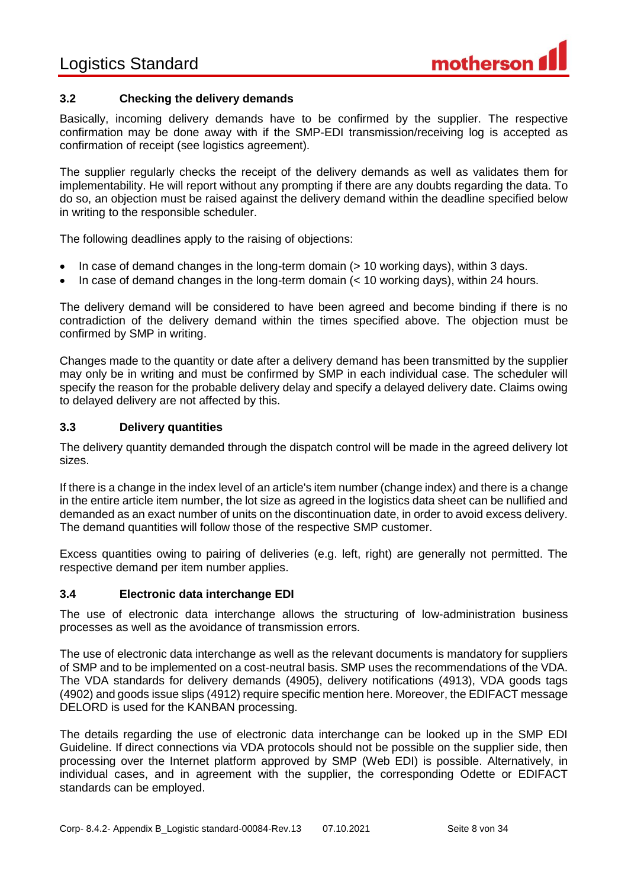### 3.2 Checking the delivery demands

Basically, incoming delivery demands have to be confirmed by the supplier. The respective confirmation may be done away with if the SMP-EDI transmission/receiving log is accepted as confirmation of receipt (see logistics agreement).

The supplier regularly checks the receipt of the delivery demands as well as validates them for implementability. He will report without any prompting if there are any doubts regarding the data. To do so, an objection must be raised against the delivery demand within the deadline specified below in writing to the responsible scheduler.

The following deadlines apply to the raising of objections:

- In case of demand changes in the long-term domain (> 10 working days), within 3 days.
- In case of demand changes in the long-term domain (< 10 working days), within 24 hours.

The delivery demand will be considered to have been agreed and become binding if there is no contradiction of the delivery demand within the times specified above. The objection must be confirmed by SMP in writing.

Changes made to the quantity or date after a delivery demand has been transmitted by the supplier may only be in writing and must be confirmed by SMP in each individual case. The scheduler will specify the reason for the probable delivery delay and specify a delayed delivery date. Claims owing to delayed delivery are not affected by this.

### 3.3 Delivery quantities

The delivery quantity demanded through the dispatch control will be made in the agreed delivery lot sizes.

If there is a change in the index level of an article's item number (change index) and there is a change in the entire article item number, the lot size as agreed in the logistics data sheet can be nullified and demanded as an exact number of units on the discontinuation date, in order to avoid excess delivery. The demand quantities will follow those of the respective SMP customer.

Excess quantities owing to pairing of deliveries (e.g. left, right) are generally not permitted. The respective demand per item number applies.

### 3.4 Electronic data interchange EDI

The use of electronic data interchange allows the structuring of low-administration business processes as well as the avoidance of transmission errors.

The use of electronic data interchange as well as the relevant documents is mandatory for suppliers of SMP and to be implemented on a cost-neutral basis. SMP uses the recommendations of the VDA. The VDA standards for delivery demands (4905), delivery notifications (4913), VDA goods tags (4902) and goods issue slips (4912) require specific mention here. Moreover, the EDIFACT message DELORD is used for the KANBAN processing.

The details regarding the use of electronic data interchange can be looked up in the SMP EDI Guideline. If direct connections via VDA protocols should not be possible on the supplier side, then processing over the Internet platform approved by SMP (Web EDI) is possible. Alternatively, in individual cases, and in agreement with the supplier, the corresponding Odette or EDIFACT standards can be employed.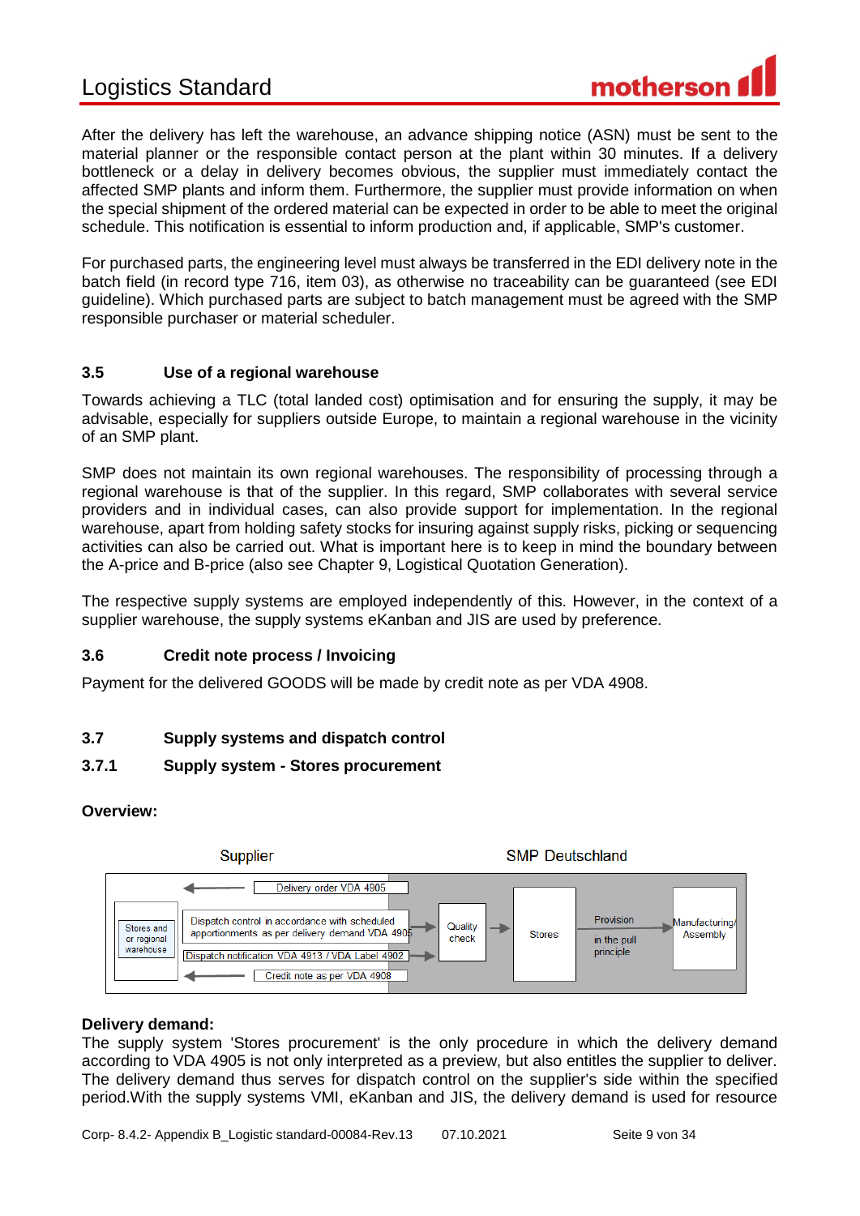After the delivery has left the warehouse, an advance shipping notice (ASN) must be sent to the material planner or the responsible contact person at the plant within 30 minutes. If a delivery bottleneck or a delay in delivery becomes obvious, the supplier must immediately contact the affected SMP plants and inform them. Furthermore, the supplier must provide information on when the special shipment of the ordered material can be expected in order to be able to meet the original schedule. This notification is essential to inform production and, if applicable, SMP's customer.

For purchased parts, the engineering level must always be transferred in the EDI delivery note in the batch field (in record type 716, item 03), as otherwise no traceability can be guaranteed (see EDI guideline). Which purchased parts are subject to batch management must be agreed with the SMP responsible purchaser or material scheduler.

### 3.5 Use of a regional warehouse

Towards achieving a TLC (total landed cost) optimisation and for ensuring the supply, it may be advisable, especially for suppliers outside Europe, to maintain a regional warehouse in the vicinity of an SMP plant.

SMP does not maintain its own regional warehouses. The responsibility of processing through a regional warehouse is that of the supplier. In this regard, SMP collaborates with several service providers and in individual cases, can also provide support for implementation. In the regional warehouse, apart from holding safety stocks for insuring against supply risks, picking or sequencing activities can also be carried out. What is important here is to keep in mind the boundary between the A-price and B-price (also see Chapter 9, Logistical Quotation Generation).

The respective supply systems are employed independently of this. However, in the context of a supplier warehouse, the supply systems eKanban and JIS are used by preference.

### 3.6 Credit note process / Invoicing

Payment for the delivered GOODS will be made by credit note as per VDA 4908.

### 3.7 Supply systems and dispatch control

#### 3.7.1 Supply system - Stores procurement

**Overview:**

Supplier | SMP Deutschland

Stores and or regional warehouse ← Delivery order VDA 4905

Dispatch control in accordance with scheduled apportionments as per delivery demand VDA 4905 → Quality check → Stores → Provision in the pull principle → Manufacturing/ Assembly

Dispatch notification VDA 4913 / VDA Label 4902 →

← Credit note as per VDA 4908

**Delivery demand:**
The supply system 'Stores procurement' is the only procedure in which the delivery demand according to VDA 4905 is not only interpreted as a preview, but also entitles the supplier to deliver. The delivery demand thus serves for dispatch control on the supplier's side within the specified period.With the supply systems VMI, eKanban and JIS, the delivery demand is used for resource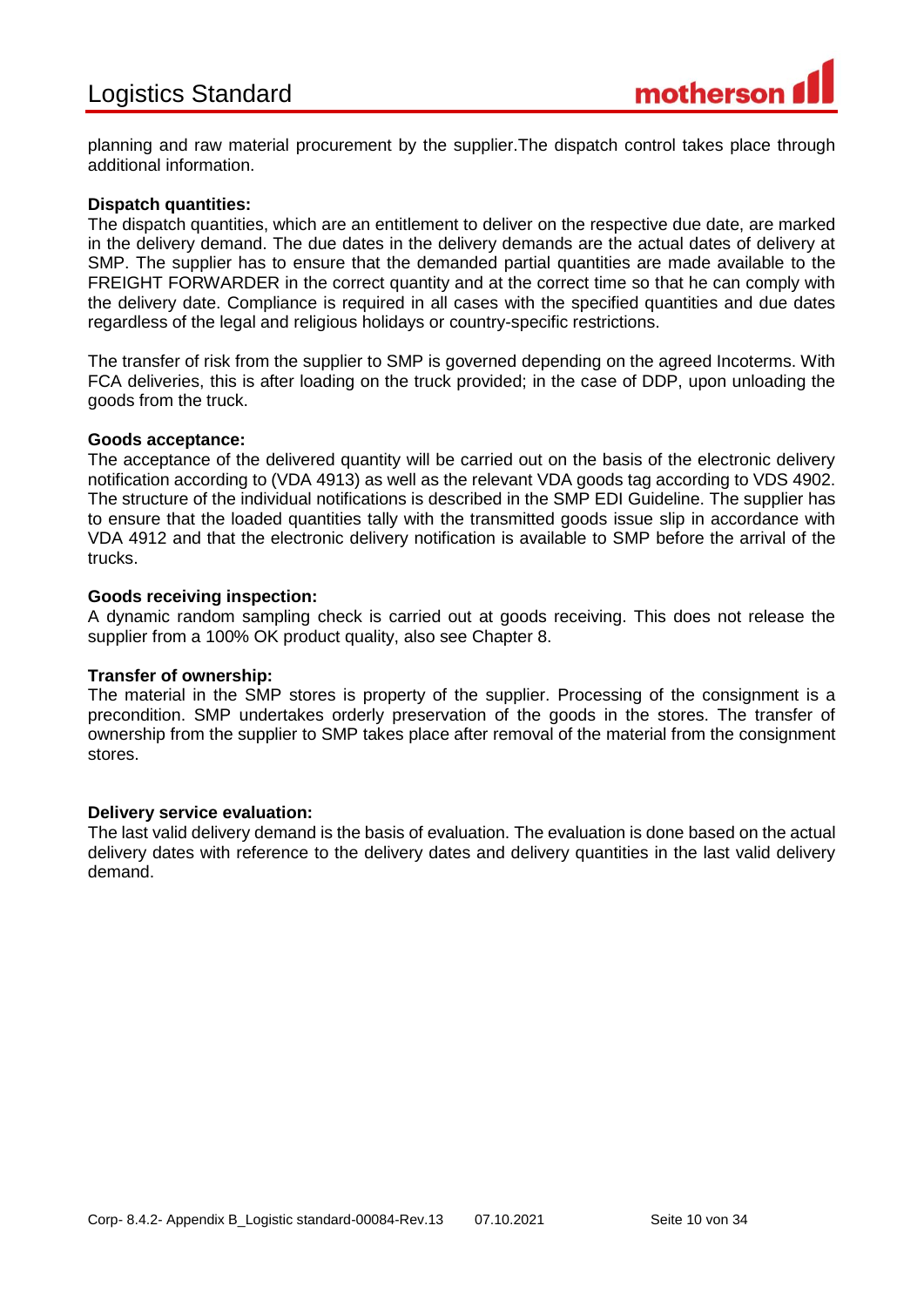planning and raw material procurement by the supplier.The dispatch control takes place through additional information.

**Dispatch quantities:**
The dispatch quantities, which are an entitlement to deliver on the respective due date, are marked in the delivery demand. The due dates in the delivery demands are the actual dates of delivery at SMP. The supplier has to ensure that the demanded partial quantities are made available to the FREIGHT FORWARDER in the correct quantity and at the correct time so that he can comply with the delivery date. Compliance is required in all cases with the specified quantities and due dates regardless of the legal and religious holidays or country-specific restrictions.

The transfer of risk from the supplier to SMP is governed depending on the agreed Incoterms. With FCA deliveries, this is after loading on the truck provided; in the case of DDP, upon unloading the goods from the truck.

**Goods acceptance:**
The acceptance of the delivered quantity will be carried out on the basis of the electronic delivery notification according to (VDA 4913) as well as the relevant VDA goods tag according to VDS 4902. The structure of the individual notifications is described in the SMP EDI Guideline. The supplier has to ensure that the loaded quantities tally with the transmitted goods issue slip in accordance with VDA 4912 and that the electronic delivery notification is available to SMP before the arrival of the trucks.

**Goods receiving inspection:**
A dynamic random sampling check is carried out at goods receiving. This does not release the supplier from a 100% OK product quality, also see Chapter 8.

**Transfer of ownership:**
The material in the SMP stores is property of the supplier. Processing of the consignment is a precondition. SMP undertakes orderly preservation of the goods in the stores. The transfer of ownership from the supplier to SMP takes place after removal of the material from the consignment stores.

**Delivery service evaluation:**
The last valid delivery demand is the basis of evaluation. The evaluation is done based on the actual delivery dates with reference to the delivery dates and delivery quantities in the last valid delivery demand.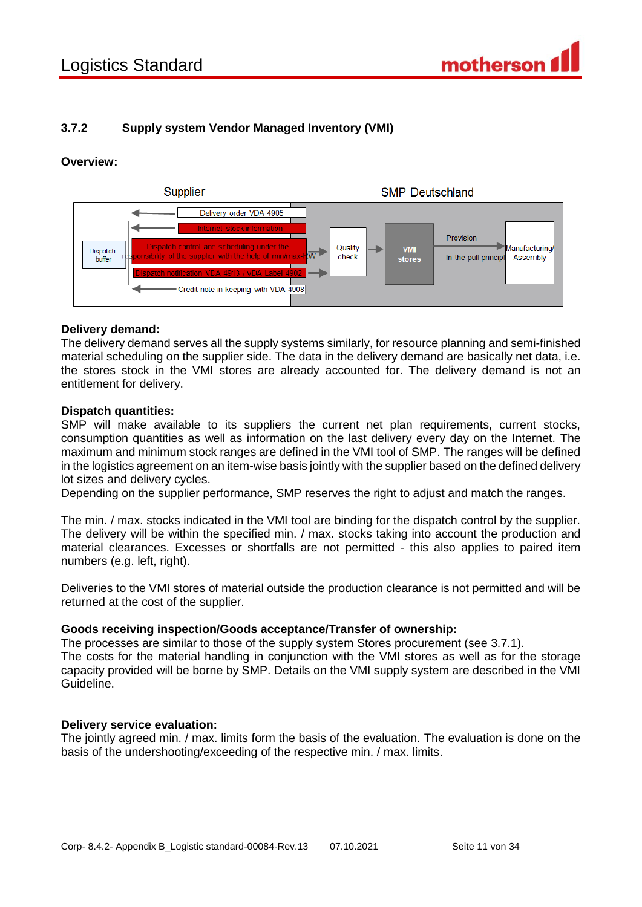### 3.7.2 Supply system Vendor Managed Inventory (VMI)

**Overview:**

Supplier | SMP Deutschland

Dispatch buffer

Delivery order VDA 4905

Internet: stock information

Dispatch control and scheduling under the responsibility of the supplier with the help of min/max-RW

Dispatch notification VDA 4913 / VDA Label 4902

Credit note in keeping with VDA 4908

Quality check

VMI stores

Provision

In the pull principle

Manufacturing/ Assembly

**Delivery demand:**
The delivery demand serves all the supply systems similarly, for resource planning and semi-finished material scheduling on the supplier side. The data in the delivery demand are basically net data, i.e. the stores stock in the VMI stores are already accounted for. The delivery demand is not an entitlement for delivery.

**Dispatch quantities:**
SMP will make available to its suppliers the current net plan requirements, current stocks, consumption quantities as well as information on the last delivery every day on the Internet. The maximum and minimum stock ranges are defined in the VMI tool of SMP. The ranges will be defined in the logistics agreement on an item-wise basis jointly with the supplier based on the defined delivery lot sizes and delivery cycles.
Depending on the supplier performance, SMP reserves the right to adjust and match the ranges.

The min. / max. stocks indicated in the VMI tool are binding for the dispatch control by the supplier. The delivery will be within the specified min. / max. stocks taking into account the production and material clearances. Excesses or shortfalls are not permitted - this also applies to paired item numbers (e.g. left, right).

Deliveries to the VMI stores of material outside the production clearance is not permitted and will be returned at the cost of the supplier.

**Goods receiving inspection/Goods acceptance/Transfer of ownership:**
The processes are similar to those of the supply system Stores procurement (see 3.7.1).
The costs for the material handling in conjunction with the VMI stores as well as for the storage capacity provided will be borne by SMP. Details on the VMI supply system are described in the VMI Guideline.

**Delivery service evaluation:**
The jointly agreed min. / max. limits form the basis of the evaluation. The evaluation is done on the basis of the undershooting/exceeding of the respective min. / max. limits.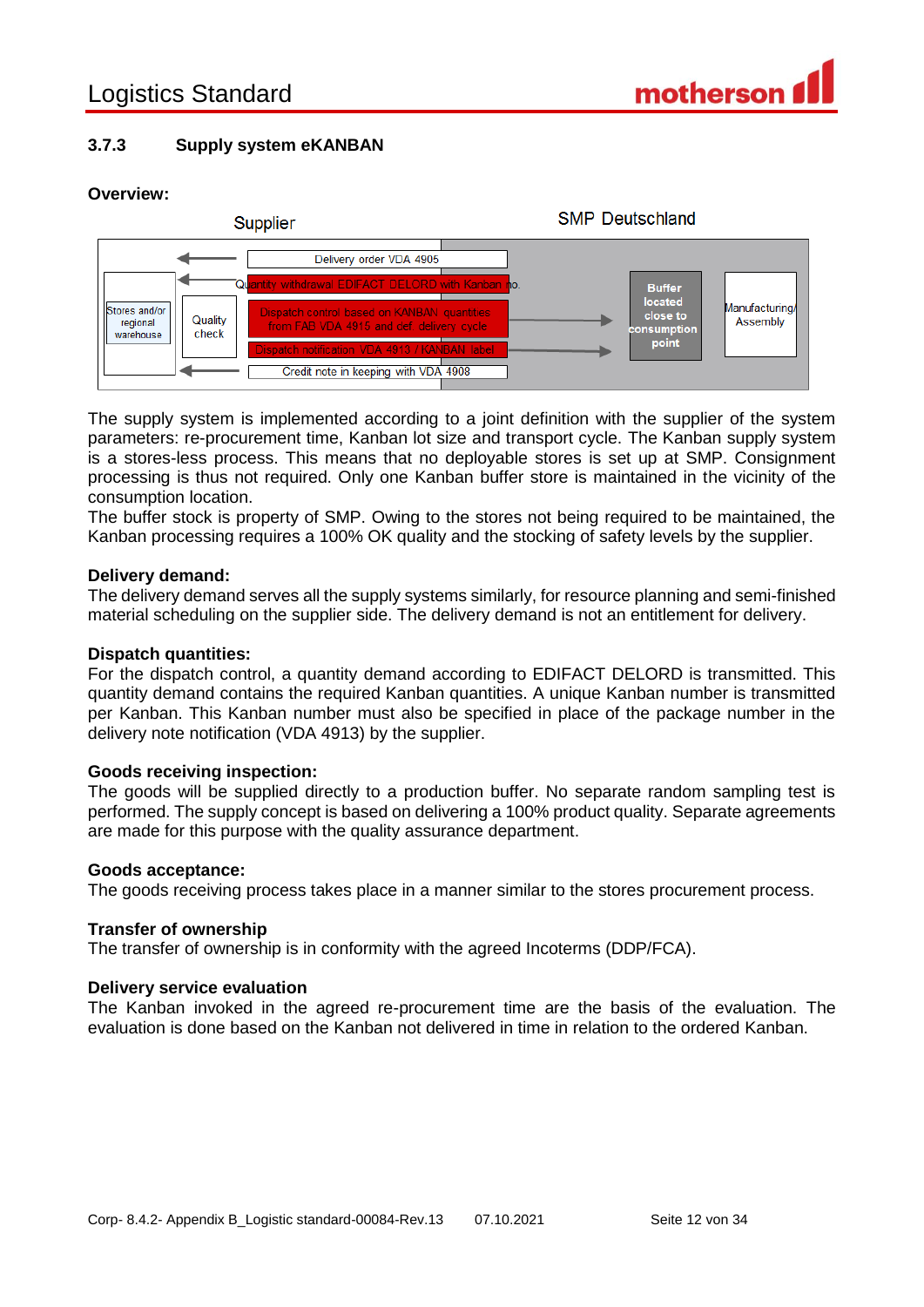### 3.7.3 Supply system eKANBAN

**Overview:**

Supplier

SMP Deutschland

Stores and/or regional warehouse

Quality check

Delivery order VDA 4905

Quantity withdrawal EDIFACT DELCRD with Kanban no.

Dispatch control based on KANBAN quantities from FAB VDA 4915 and def. delivery cycle

Dispatch notification VDA 4913 / KANBAN label

Credit note in keeping with VDA 4908

Buffer located close to consumption point

Manufacturing/ Assembly

The supply system is implemented according to a joint definition with the supplier of the system parameters: re-procurement time, Kanban lot size and transport cycle. The Kanban supply system is a stores-less process. This means that no deployable stores is set up at SMP. Consignment processing is thus not required. Only one Kanban buffer store is maintained in the vicinity of the consumption location.
The buffer stock is property of SMP. Owing to the stores not being required to be maintained, the Kanban processing requires a 100% OK quality and the stocking of safety levels by the supplier.

**Delivery demand:**
The delivery demand serves all the supply systems similarly, for resource planning and semi-finished material scheduling on the supplier side. The delivery demand is not an entitlement for delivery.

**Dispatch quantities:**
For the dispatch control, a quantity demand according to EDIFACT DELORD is transmitted. This quantity demand contains the required Kanban quantities. A unique Kanban number is transmitted per Kanban. This Kanban number must also be specified in place of the package number in the delivery note notification (VDA 4913) by the supplier.

**Goods receiving inspection:**
The goods will be supplied directly to a production buffer. No separate random sampling test is performed. The supply concept is based on delivering a 100% product quality. Separate agreements are made for this purpose with the quality assurance department.

**Goods acceptance:**
The goods receiving process takes place in a manner similar to the stores procurement process.

**Transfer of ownership**
The transfer of ownership is in conformity with the agreed Incoterms (DDP/FCA).

**Delivery service evaluation**
The Kanban invoked in the agreed re-procurement time are the basis of the evaluation. The evaluation is done based on the Kanban not delivered in time in relation to the ordered Kanban.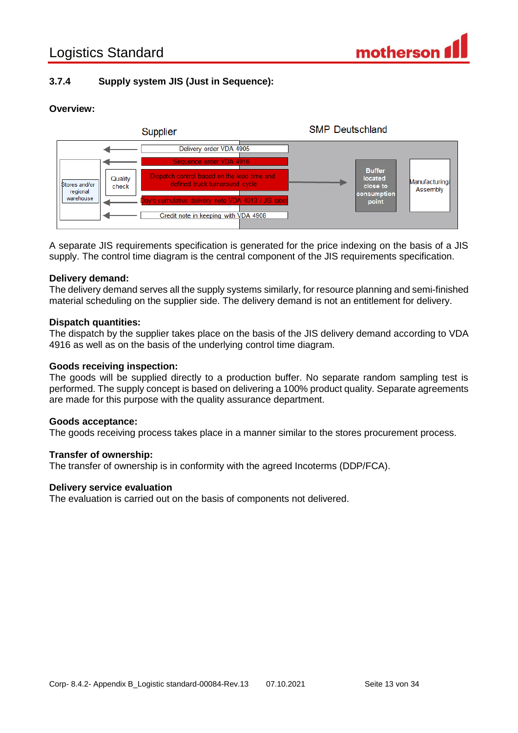### 3.7.4 Supply system JIS (Just in Sequence):

**Overview:**

Supplier

SMP Deutschland

Stores and/or regional warehouse

Quality check

Delivery order VDA 4905

Sequence order VDA 4916

Dispatch control based on the lead time and defined truck turnaround cycle

Day's cumulative delivery note VDA 4913 / JIS label

Credit note in keeping with VDA 4908

Buffer located close to consumption point

Manufacturing Assembly

A separate JIS requirements specification is generated for the price indexing on the basis of a JIS supply. The control time diagram is the central component of the JIS requirements specification.

**Delivery demand:**
The delivery demand serves all the supply systems similarly, for resource planning and semi-finished material scheduling on the supplier side. The delivery demand is not an entitlement for delivery.

**Dispatch quantities:**
The dispatch by the supplier takes place on the basis of the JIS delivery demand according to VDA 4916 as well as on the basis of the underlying control time diagram.

**Goods receiving inspection:**
The goods will be supplied directly to a production buffer. No separate random sampling test is performed. The supply concept is based on delivering a 100% product quality. Separate agreements are made for this purpose with the quality assurance department.

**Goods acceptance:**
The goods receiving process takes place in a manner similar to the stores procurement process.

**Transfer of ownership:**
The transfer of ownership is in conformity with the agreed Incoterms (DDP/FCA).

**Delivery service evaluation**
The evaluation is carried out on the basis of components not delivered.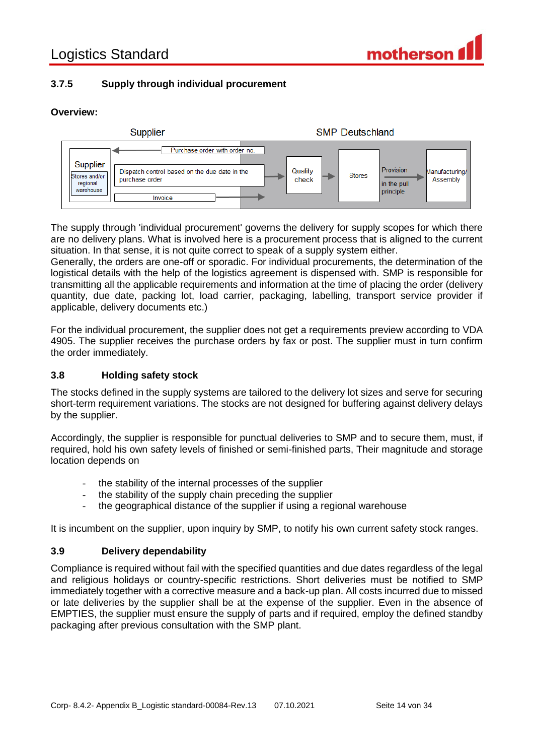### 3.7.5 Supply through individual procurement

**Overview:**

Supplier — SMP Deutschland

Supplier (Stores and/or regional warehouse) ← Purchase order with order no.

Dispatch control based on the due date in the purchase order → Quality check → Stores → Provision in the pull principle → Manufacturing/ Assembly

Invoice →

The supply through 'individual procurement' governs the delivery for supply scopes for which there are no delivery plans. What is involved here is a procurement process that is aligned to the current situation. In that sense, it is not quite correct to speak of a supply system either.
Generally, the orders are one-off or sporadic. For individual procurements, the determination of the logistical details with the help of the logistics agreement is dispensed with. SMP is responsible for transmitting all the applicable requirements and information at the time of placing the order (delivery quantity, due date, packing lot, load carrier, packaging, labelling, transport service provider if applicable, delivery documents etc.)

For the individual procurement, the supplier does not get a requirements preview according to VDA 4905. The supplier receives the purchase orders by fax or post. The supplier must in turn confirm the order immediately.

### 3.8 Holding safety stock

The stocks defined in the supply systems are tailored to the delivery lot sizes and serve for securing short-term requirement variations. The stocks are not designed for buffering against delivery delays by the supplier.

Accordingly, the supplier is responsible for punctual deliveries to SMP and to secure them, must, if required, hold his own safety levels of finished or semi-finished parts, Their magnitude and storage location depends on

- the stability of the internal processes of the supplier
- the stability of the supply chain preceding the supplier
- the geographical distance of the supplier if using a regional warehouse

It is incumbent on the supplier, upon inquiry by SMP, to notify his own current safety stock ranges.

### 3.9 Delivery dependability

Compliance is required without fail with the specified quantities and due dates regardless of the legal and religious holidays or country-specific restrictions. Short deliveries must be notified to SMP immediately together with a corrective measure and a back-up plan. All costs incurred due to missed or late deliveries by the supplier shall be at the expense of the supplier. Even in the absence of EMPTIES, the supplier must ensure the supply of parts and if required, employ the defined standby packaging after previous consultation with the SMP plant.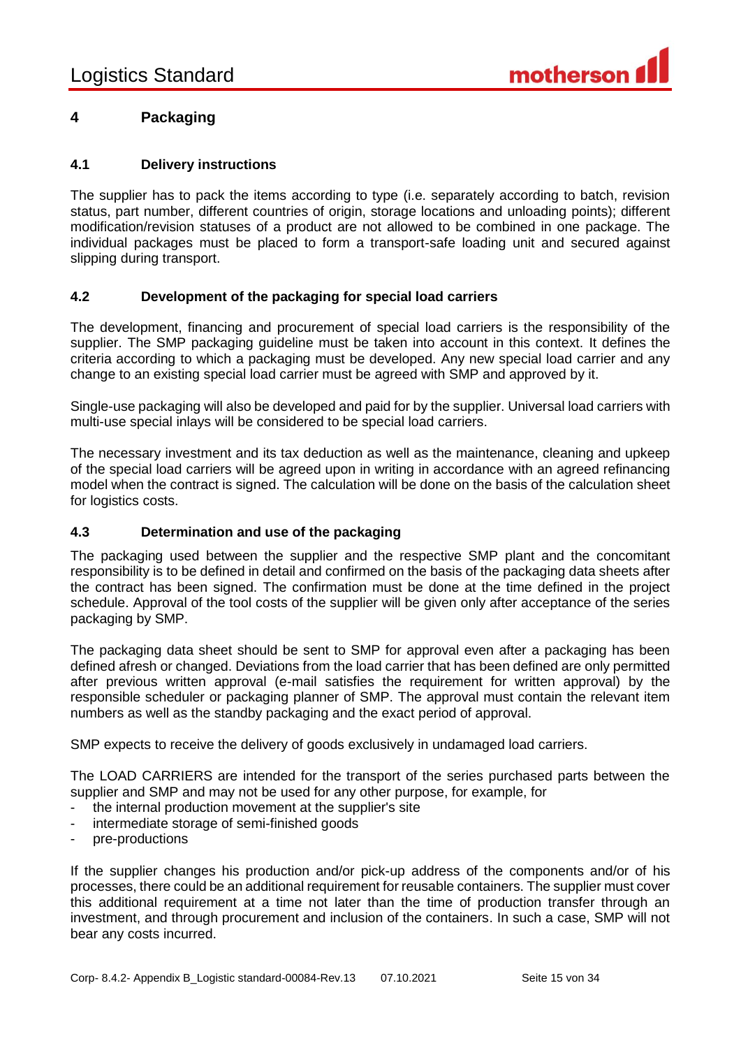# 4 Packaging

## 4.1 Delivery instructions

The supplier has to pack the items according to type (i.e. separately according to batch, revision status, part number, different countries of origin, storage locations and unloading points); different modification/revision statuses of a product are not allowed to be combined in one package. The individual packages must be placed to form a transport-safe loading unit and secured against slipping during transport.

## 4.2 Development of the packaging for special load carriers

The development, financing and procurement of special load carriers is the responsibility of the supplier. The SMP packaging guideline must be taken into account in this context. It defines the criteria according to which a packaging must be developed. Any new special load carrier and any change to an existing special load carrier must be agreed with SMP and approved by it.

Single-use packaging will also be developed and paid for by the supplier. Universal load carriers with multi-use special inlays will be considered to be special load carriers.

The necessary investment and its tax deduction as well as the maintenance, cleaning and upkeep of the special load carriers will be agreed upon in writing in accordance with an agreed refinancing model when the contract is signed. The calculation will be done on the basis of the calculation sheet for logistics costs.

## 4.3 Determination and use of the packaging

The packaging used between the supplier and the respective SMP plant and the concomitant responsibility is to be defined in detail and confirmed on the basis of the packaging data sheets after the contract has been signed. The confirmation must be done at the time defined in the project schedule. Approval of the tool costs of the supplier will be given only after acceptance of the series packaging by SMP.

The packaging data sheet should be sent to SMP for approval even after a packaging has been defined afresh or changed. Deviations from the load carrier that has been defined are only permitted after previous written approval (e-mail satisfies the requirement for written approval) by the responsible scheduler or packaging planner of SMP. The approval must contain the relevant item numbers as well as the standby packaging and the exact period of approval.

SMP expects to receive the delivery of goods exclusively in undamaged load carriers.

The LOAD CARRIERS are intended for the transport of the series purchased parts between the supplier and SMP and may not be used for any other purpose, for example, for

- the internal production movement at the supplier's site
- intermediate storage of semi-finished goods
- pre-productions

If the supplier changes his production and/or pick-up address of the components and/or of his processes, there could be an additional requirement for reusable containers. The supplier must cover this additional requirement at a time not later than the time of production transfer through an investment, and through procurement and inclusion of the containers. In such a case, SMP will not bear any costs incurred.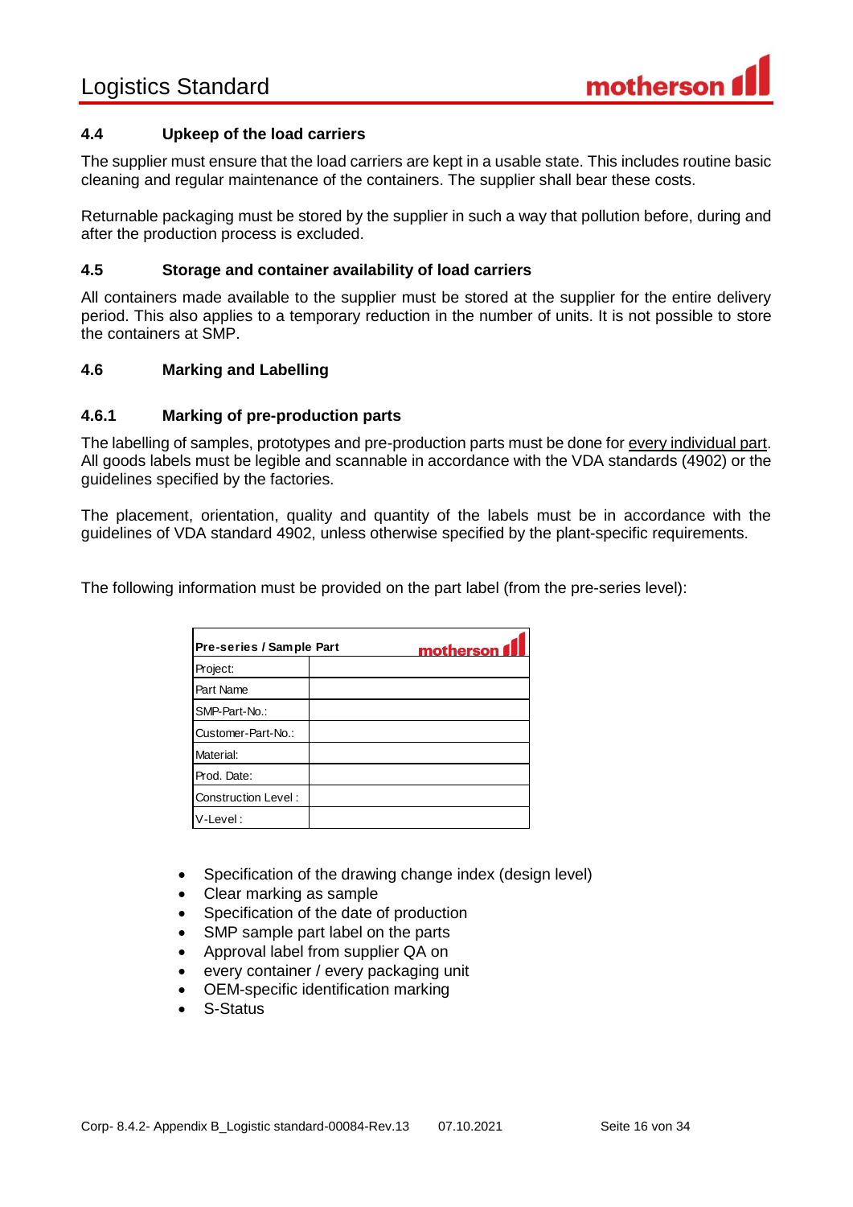### 4.4 Upkeep of the load carriers

The supplier must ensure that the load carriers are kept in a usable state. This includes routine basic cleaning and regular maintenance of the containers. The supplier shall bear these costs.

Returnable packaging must be stored by the supplier in such a way that pollution before, during and after the production process is excluded.

### 4.5 Storage and container availability of load carriers

All containers made available to the supplier must be stored at the supplier for the entire delivery period. This also applies to a temporary reduction in the number of units. It is not possible to store the containers at SMP.

### 4.6 Marking and Labelling

#### 4.6.1 Marking of pre-production parts

The labelling of samples, prototypes and pre-production parts must be done for every individual part. All goods labels must be legible and scannable in accordance with the VDA standards (4902) or the guidelines specified by the factories.

The placement, orientation, quality and quantity of the labels must be in accordance with the guidelines of VDA standard 4902, unless otherwise specified by the plant-specific requirements.

The following information must be provided on the part label (from the pre-series level):

| **Pre-series / Sample Part** | motherson |
|---|---|
| Project: | |
| Part Name | |
| SMP-Part-No.: | |
| Customer-Part-No.: | |
| Material: | |
| Prod. Date: | |
| Construction Level : | |
| V-Level : | |

- Specification of the drawing change index (design level)
- Clear marking as sample
- Specification of the date of production
- SMP sample part label on the parts
- Approval label from supplier QA on
- every container / every packaging unit
- OEM-specific identification marking
- S-Status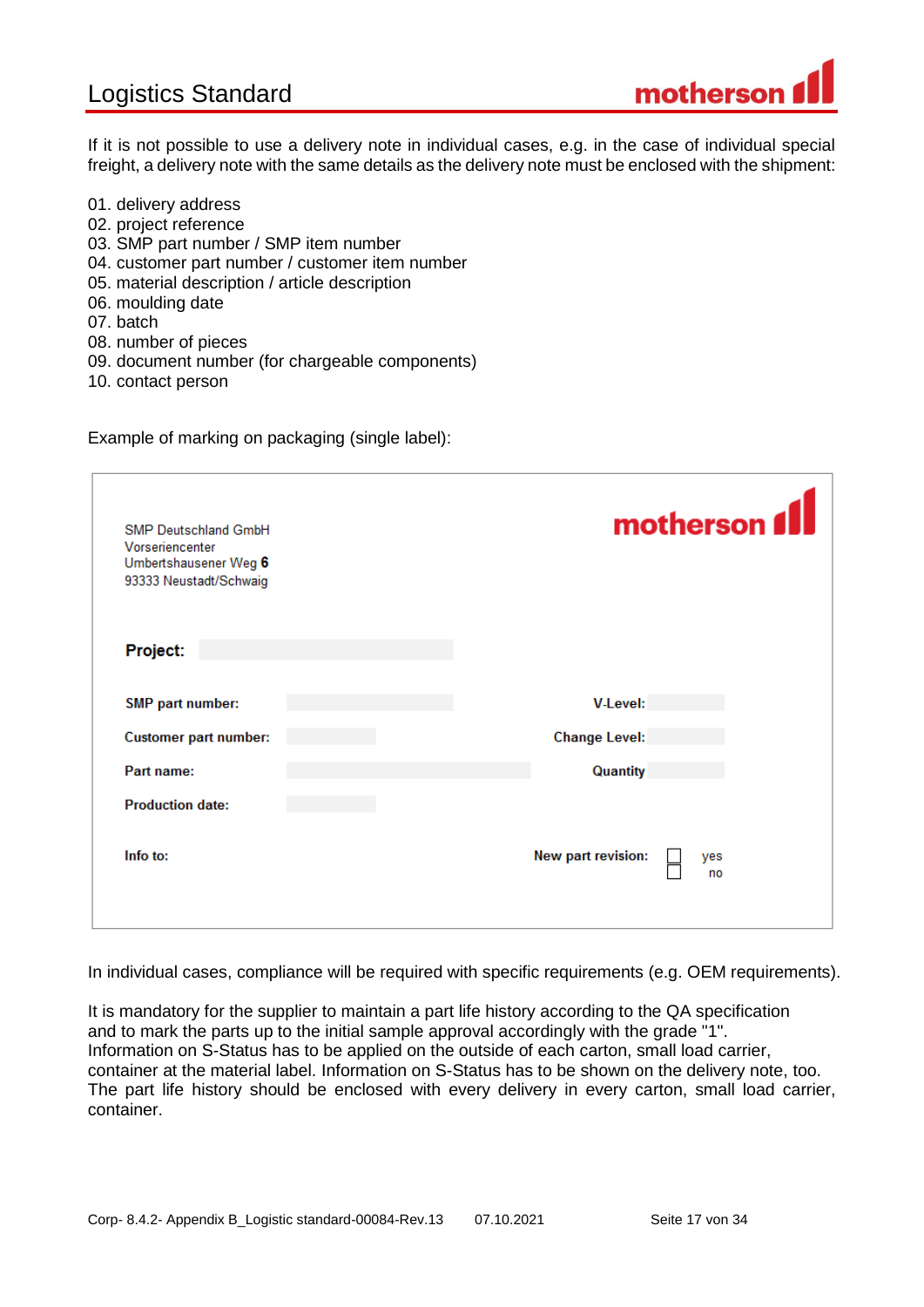If it is not possible to use a delivery note in individual cases, e.g. in the case of individual special freight, a delivery note with the same details as the delivery note must be enclosed with the shipment:

01. delivery address
02. project reference
03. SMP part number / SMP item number
04. customer part number / customer item number
05. material description / article description
06. moulding date
07. batch
08. number of pieces
09. document number (for chargeable components)
10. contact person

Example of marking on packaging (single label):

| SMP Deutschland GmbH<br>Vorseriencenter<br>Umbertshausener Weg **6**<br>93333 Neustadt/Schwaig | | motherson | |
|---|---|---|---|
| **Project:** | | | |
| **SMP part number:** | | **V-Level:** | |
| **Customer part number:** | | **Change Level:** | |
| **Part name:** | | **Quantity** | |
| **Production date:** | | | |
| **Info to:** | | **New part revision:** | ☐ yes<br>☐ no |

In individual cases, compliance will be required with specific requirements (e.g. OEM requirements).

It is mandatory for the supplier to maintain a part life history according to the QA specification and to mark the parts up to the initial sample approval accordingly with the grade "1". Information on S-Status has to be applied on the outside of each carton, small load carrier, container at the material label. Information on S-Status has to be shown on the delivery note, too. The part life history should be enclosed with every delivery in every carton, small load carrier, container.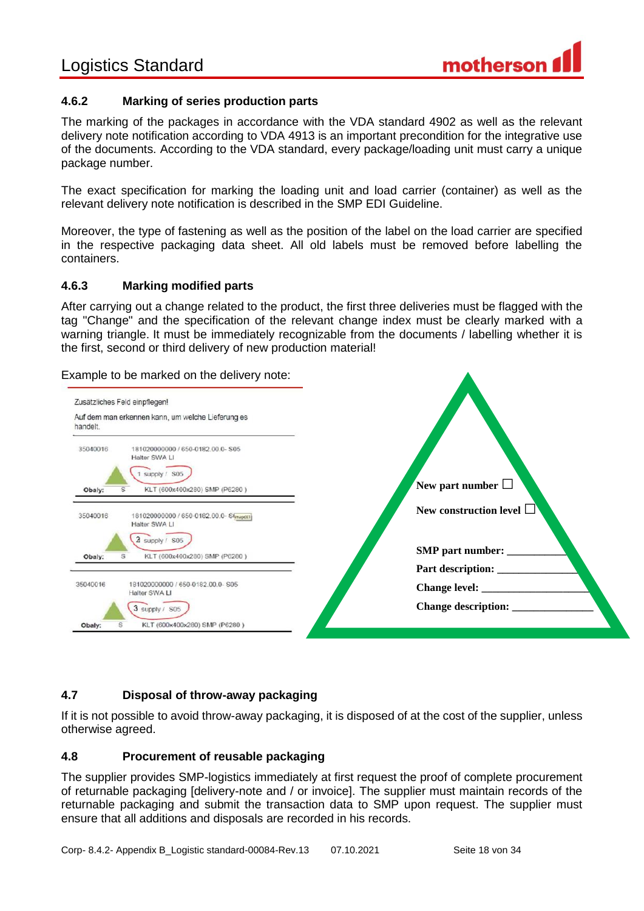#### 4.6.2 Marking of series production parts

The marking of the packages in accordance with the VDA standard 4902 as well as the relevant delivery note notification according to VDA 4913 is an important precondition for the integrative use of the documents. According to the VDA standard, every package/loading unit must carry a unique package number.

The exact specification for marking the loading unit and load carrier (container) as well as the relevant delivery note notification is described in the SMP EDI Guideline.

Moreover, the type of fastening as well as the position of the label on the load carrier are specified in the respective packaging data sheet. All old labels must be removed before labelling the containers.

#### 4.6.3 Marking modified parts

After carrying out a change related to the product, the first three deliveries must be flagged with the tag "Change" and the specification of the relevant change index must be clearly marked with a warning triangle. It must be immediately recognizable from the documents / labelling whether it is the first, second or third delivery of new production material!

Example to be marked on the delivery note:

Zusätzliches Feld einpflegen!

Auf dem man erkennen kann, um welche Lieferung es handelt.

| | | |
|---|---|---|
| 35040016 | 181020000000 / 650-0182.00.0- S05<br>Halter SWA LI | |
| | 1 supply / S05 | |
| Obaly: | S | KLT (600x400x280) SMP (P6280 ) |
| 35040016 | 181020000000 / 650-0182.00.0- S05<br>Halter SWA LI | |
| | 2 supply / S05 | |
| Obaly: | S | KLT (600x400x280) SMP (P6280 ) |
| 35040016 | 181020000000 / 650-0182.00.0- S05<br>Halter SWA LI | |
| | 3 supply / S05 | |
| Obaly: | S | KLT (600x400x280) SMP (P6280 ) |

New part number ☐

New construction level ☐

SMP part number: ___________

Part description: _______________

Change level: ____________________

Change description: _______________

### 4.7 Disposal of throw-away packaging

If it is not possible to avoid throw-away packaging, it is disposed of at the cost of the supplier, unless otherwise agreed.

### 4.8 Procurement of reusable packaging

The supplier provides SMP-logistics immediately at first request the proof of complete procurement of returnable packaging [delivery-note and / or invoice]. The supplier must maintain records of the returnable packaging and submit the transaction data to SMP upon request. The supplier must ensure that all additions and disposals are recorded in his records.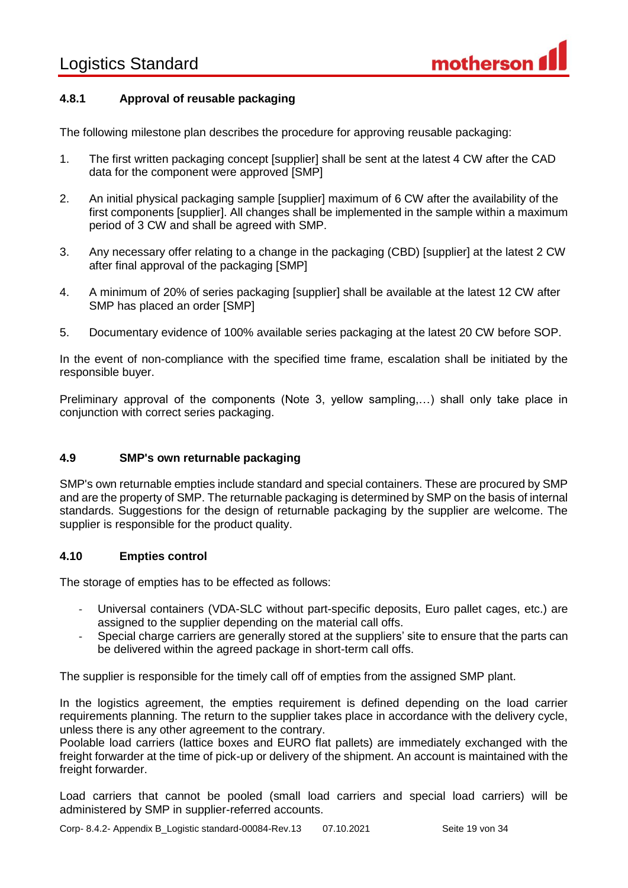### 4.8.1 Approval of reusable packaging

The following milestone plan describes the procedure for approving reusable packaging:

1. The first written packaging concept [supplier] shall be sent at the latest 4 CW after the CAD data for the component were approved [SMP]

2. An initial physical packaging sample [supplier] maximum of 6 CW after the availability of the first components [supplier]. All changes shall be implemented in the sample within a maximum period of 3 CW and shall be agreed with SMP.

3. Any necessary offer relating to a change in the packaging (CBD) [supplier] at the latest 2 CW after final approval of the packaging [SMP]

4. A minimum of 20% of series packaging [supplier] shall be available at the latest 12 CW after SMP has placed an order [SMP]

5. Documentary evidence of 100% available series packaging at the latest 20 CW before SOP.

In the event of non-compliance with the specified time frame, escalation shall be initiated by the responsible buyer.

Preliminary approval of the components (Note 3, yellow sampling,…) shall only take place in conjunction with correct series packaging.

## 4.9 SMP's own returnable packaging

SMP's own returnable empties include standard and special containers. These are procured by SMP and are the property of SMP. The returnable packaging is determined by SMP on the basis of internal standards. Suggestions for the design of returnable packaging by the supplier are welcome. The supplier is responsible for the product quality.

## 4.10 Empties control

The storage of empties has to be effected as follows:

- Universal containers (VDA-SLC without part-specific deposits, Euro pallet cages, etc.) are assigned to the supplier depending on the material call offs.
- Special charge carriers are generally stored at the suppliers' site to ensure that the parts can be delivered within the agreed package in short-term call offs.

The supplier is responsible for the timely call off of empties from the assigned SMP plant.

In the logistics agreement, the empties requirement is defined depending on the load carrier requirements planning. The return to the supplier takes place in accordance with the delivery cycle, unless there is any other agreement to the contrary.
Poolable load carriers (lattice boxes and EURO flat pallets) are immediately exchanged with the freight forwarder at the time of pick-up or delivery of the shipment. An account is maintained with the freight forwarder.

Load carriers that cannot be pooled (small load carriers and special load carriers) will be administered by SMP in supplier-referred accounts.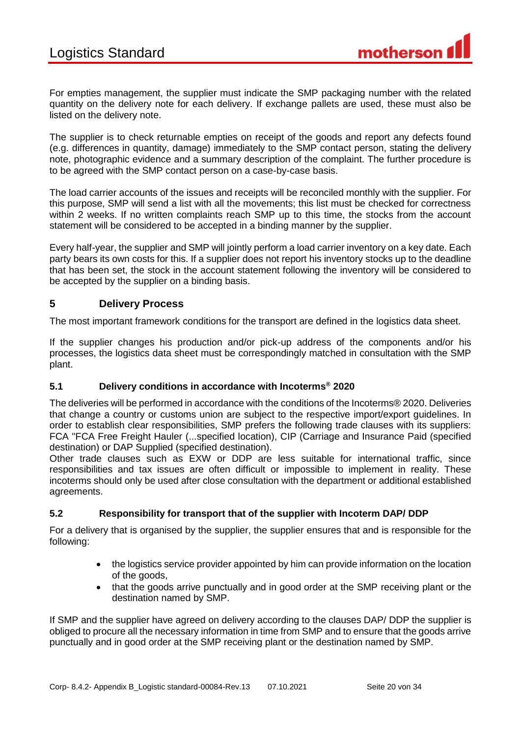For empties management, the supplier must indicate the SMP packaging number with the related quantity on the delivery note for each delivery. If exchange pallets are used, these must also be listed on the delivery note.

The supplier is to check returnable empties on receipt of the goods and report any defects found (e.g. differences in quantity, damage) immediately to the SMP contact person, stating the delivery note, photographic evidence and a summary description of the complaint. The further procedure is to be agreed with the SMP contact person on a case-by-case basis.

The load carrier accounts of the issues and receipts will be reconciled monthly with the supplier. For this purpose, SMP will send a list with all the movements; this list must be checked for correctness within 2 weeks. If no written complaints reach SMP up to this time, the stocks from the account statement will be considered to be accepted in a binding manner by the supplier.

Every half-year, the supplier and SMP will jointly perform a load carrier inventory on a key date. Each party bears its own costs for this. If a supplier does not report his inventory stocks up to the deadline that has been set, the stock in the account statement following the inventory will be considered to be accepted by the supplier on a binding basis.

## 5 Delivery Process

The most important framework conditions for the transport are defined in the logistics data sheet.

If the supplier changes his production and/or pick-up address of the components and/or his processes, the logistics data sheet must be correspondingly matched in consultation with the SMP plant.

### 5.1 Delivery conditions in accordance with Incoterms® 2020

The deliveries will be performed in accordance with the conditions of the Incoterms® 2020. Deliveries that change a country or customs union are subject to the respective import/export guidelines. In order to establish clear responsibilities, SMP prefers the following trade clauses with its suppliers: FCA "FCA Free Freight Hauler (...specified location), CIP (Carriage and Insurance Paid (specified destination) or DAP Supplied (specified destination).
Other trade clauses such as EXW or DDP are less suitable for international traffic, since responsibilities and tax issues are often difficult or impossible to implement in reality. These incoterms should only be used after close consultation with the department or additional established agreements.

### 5.2 Responsibility for transport that of the supplier with Incoterm DAP/ DDP

For a delivery that is organised by the supplier, the supplier ensures that and is responsible for the following:

- the logistics service provider appointed by him can provide information on the location of the goods,
- that the goods arrive punctually and in good order at the SMP receiving plant or the destination named by SMP.

If SMP and the supplier have agreed on delivery according to the clauses DAP/ DDP the supplier is obliged to procure all the necessary information in time from SMP and to ensure that the goods arrive punctually and in good order at the SMP receiving plant or the destination named by SMP.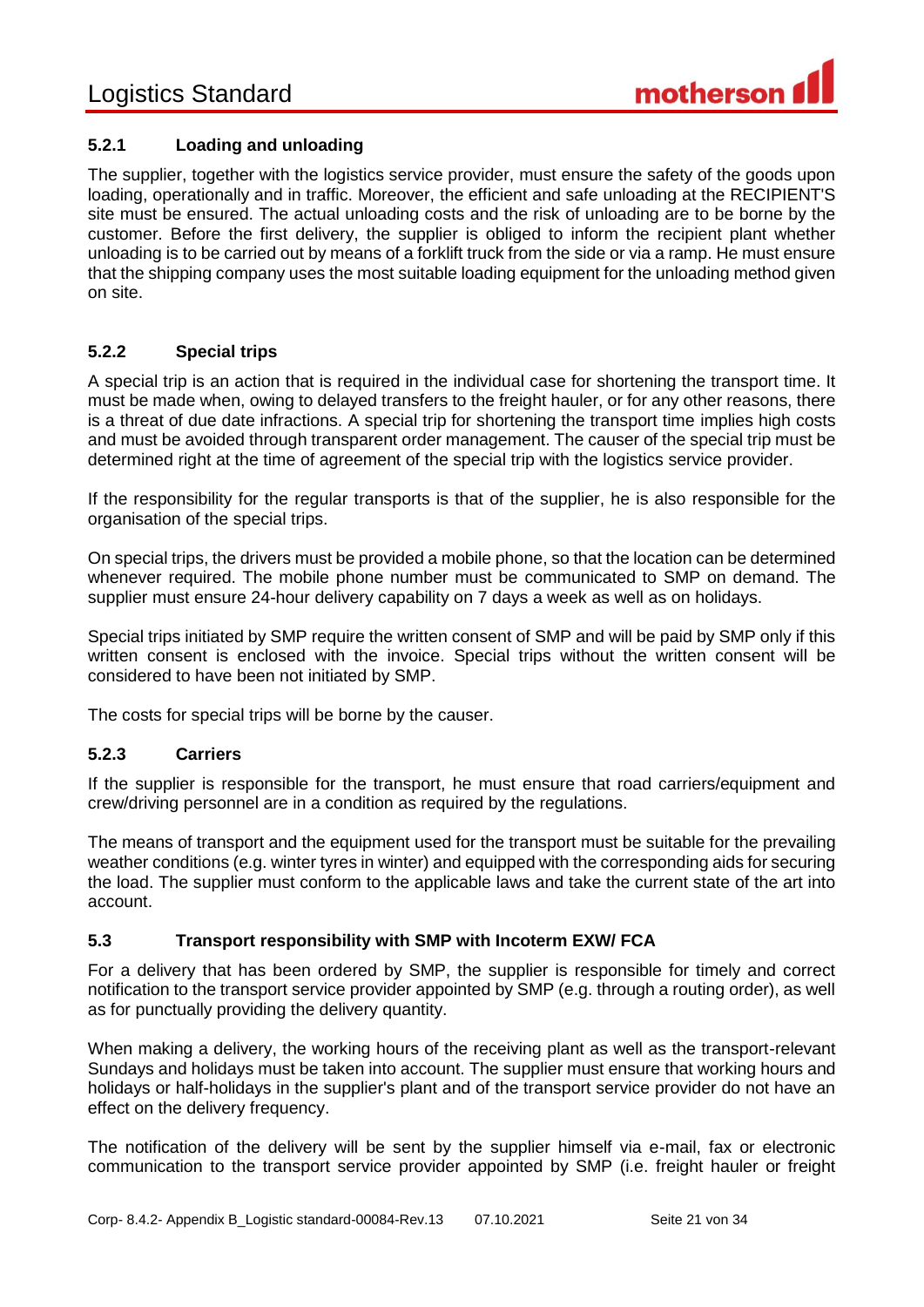#### 5.2.1 Loading and unloading

The supplier, together with the logistics service provider, must ensure the safety of the goods upon loading, operationally and in traffic. Moreover, the efficient and safe unloading at the RECIPIENT'S site must be ensured. The actual unloading costs and the risk of unloading are to be borne by the customer. Before the first delivery, the supplier is obliged to inform the recipient plant whether unloading is to be carried out by means of a forklift truck from the side or via a ramp. He must ensure that the shipping company uses the most suitable loading equipment for the unloading method given on site.

#### 5.2.2 Special trips

A special trip is an action that is required in the individual case for shortening the transport time. It must be made when, owing to delayed transfers to the freight hauler, or for any other reasons, there is a threat of due date infractions. A special trip for shortening the transport time implies high costs and must be avoided through transparent order management. The causer of the special trip must be determined right at the time of agreement of the special trip with the logistics service provider.

If the responsibility for the regular transports is that of the supplier, he is also responsible for the organisation of the special trips.

On special trips, the drivers must be provided a mobile phone, so that the location can be determined whenever required. The mobile phone number must be communicated to SMP on demand. The supplier must ensure 24-hour delivery capability on 7 days a week as well as on holidays.

Special trips initiated by SMP require the written consent of SMP and will be paid by SMP only if this written consent is enclosed with the invoice. Special trips without the written consent will be considered to have been not initiated by SMP.

The costs for special trips will be borne by the causer.

#### 5.2.3 Carriers

If the supplier is responsible for the transport, he must ensure that road carriers/equipment and crew/driving personnel are in a condition as required by the regulations.

The means of transport and the equipment used for the transport must be suitable for the prevailing weather conditions (e.g. winter tyres in winter) and equipped with the corresponding aids for securing the load. The supplier must conform to the applicable laws and take the current state of the art into account.

### 5.3 Transport responsibility with SMP with Incoterm EXW/ FCA

For a delivery that has been ordered by SMP, the supplier is responsible for timely and correct notification to the transport service provider appointed by SMP (e.g. through a routing order), as well as for punctually providing the delivery quantity.

When making a delivery, the working hours of the receiving plant as well as the transport-relevant Sundays and holidays must be taken into account. The supplier must ensure that working hours and holidays or half-holidays in the supplier's plant and of the transport service provider do not have an effect on the delivery frequency.

The notification of the delivery will be sent by the supplier himself via e-mail, fax or electronic communication to the transport service provider appointed by SMP (i.e. freight hauler or freight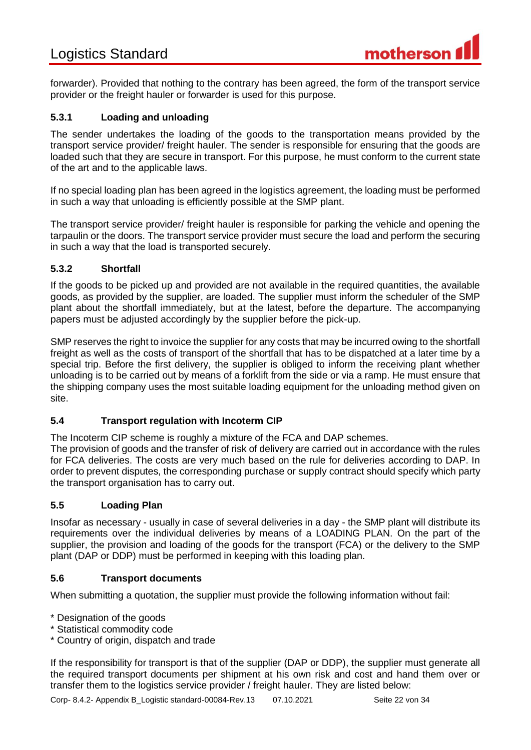forwarder). Provided that nothing to the contrary has been agreed, the form of the transport service provider or the freight hauler or forwarder is used for this purpose.

### 5.3.1 Loading and unloading

The sender undertakes the loading of the goods to the transportation means provided by the transport service provider/ freight hauler. The sender is responsible for ensuring that the goods are loaded such that they are secure in transport. For this purpose, he must conform to the current state of the art and to the applicable laws.

If no special loading plan has been agreed in the logistics agreement, the loading must be performed in such a way that unloading is efficiently possible at the SMP plant.

The transport service provider/ freight hauler is responsible for parking the vehicle and opening the tarpaulin or the doors. The transport service provider must secure the load and perform the securing in such a way that the load is transported securely.

### 5.3.2 Shortfall

If the goods to be picked up and provided are not available in the required quantities, the available goods, as provided by the supplier, are loaded. The supplier must inform the scheduler of the SMP plant about the shortfall immediately, but at the latest, before the departure. The accompanying papers must be adjusted accordingly by the supplier before the pick-up.

SMP reserves the right to invoice the supplier for any costs that may be incurred owing to the shortfall freight as well as the costs of transport of the shortfall that has to be dispatched at a later time by a special trip. Before the first delivery, the supplier is obliged to inform the receiving plant whether unloading is to be carried out by means of a forklift from the side or via a ramp. He must ensure that the shipping company uses the most suitable loading equipment for the unloading method given on site.

## 5.4 Transport regulation with Incoterm CIP

The Incoterm CIP scheme is roughly a mixture of the FCA and DAP schemes.
The provision of goods and the transfer of risk of delivery are carried out in accordance with the rules for FCA deliveries. The costs are very much based on the rule for deliveries according to DAP. In order to prevent disputes, the corresponding purchase or supply contract should specify which party the transport organisation has to carry out.

## 5.5 Loading Plan

Insofar as necessary - usually in case of several deliveries in a day - the SMP plant will distribute its requirements over the individual deliveries by means of a LOADING PLAN. On the part of the supplier, the provision and loading of the goods for the transport (FCA) or the delivery to the SMP plant (DAP or DDP) must be performed in keeping with this loading plan.

## 5.6 Transport documents

When submitting a quotation, the supplier must provide the following information without fail:

* Designation of the goods
* Statistical commodity code
* Country of origin, dispatch and trade

If the responsibility for transport is that of the supplier (DAP or DDP), the supplier must generate all the required transport documents per shipment at his own risk and cost and hand them over or transfer them to the logistics service provider / freight hauler. They are listed below: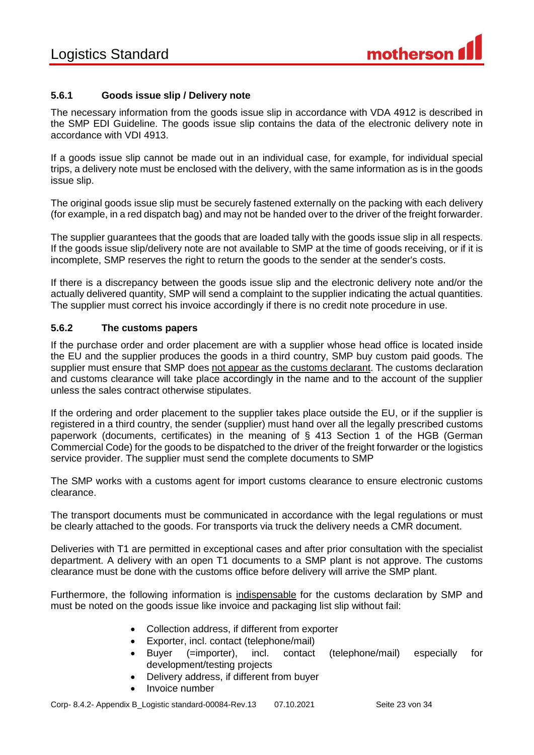#### 5.6.1 Goods issue slip / Delivery note

The necessary information from the goods issue slip in accordance with VDA 4912 is described in the SMP EDI Guideline. The goods issue slip contains the data of the electronic delivery note in accordance with VDI 4913.

If a goods issue slip cannot be made out in an individual case, for example, for individual special trips, a delivery note must be enclosed with the delivery, with the same information as is in the goods issue slip.

The original goods issue slip must be securely fastened externally on the packing with each delivery (for example, in a red dispatch bag) and may not be handed over to the driver of the freight forwarder.

The supplier guarantees that the goods that are loaded tally with the goods issue slip in all respects. If the goods issue slip/delivery note are not available to SMP at the time of goods receiving, or if it is incomplete, SMP reserves the right to return the goods to the sender at the sender's costs.

If there is a discrepancy between the goods issue slip and the electronic delivery note and/or the actually delivered quantity, SMP will send a complaint to the supplier indicating the actual quantities. The supplier must correct his invoice accordingly if there is no credit note procedure in use.

#### 5.6.2 The customs papers

If the purchase order and order placement are with a supplier whose head office is located inside the EU and the supplier produces the goods in a third country, SMP buy custom paid goods. The supplier must ensure that SMP does <u>not appear as the customs declarant</u>. The customs declaration and customs clearance will take place accordingly in the name and to the account of the supplier unless the sales contract otherwise stipulates.

If the ordering and order placement to the supplier takes place outside the EU, or if the supplier is registered in a third country, the sender (supplier) must hand over all the legally prescribed customs paperwork (documents, certificates) in the meaning of § 413 Section 1 of the HGB (German Commercial Code) for the goods to be dispatched to the driver of the freight forwarder or the logistics service provider. The supplier must send the complete documents to SMP

The SMP works with a customs agent for import customs clearance to ensure electronic customs clearance.

The transport documents must be communicated in accordance with the legal regulations or must be clearly attached to the goods. For transports via truck the delivery needs a CMR document.

Deliveries with T1 are permitted in exceptional cases and after prior consultation with the specialist department. A delivery with an open T1 documents to a SMP plant is not approve. The customs clearance must be done with the customs office before delivery will arrive the SMP plant.

Furthermore, the following information is <u>indispensable</u> for the customs declaration by SMP and must be noted on the goods issue like invoice and packaging list slip without fail:

- Collection address, if different from exporter
- Exporter, incl. contact (telephone/mail)
- Buyer (=importer), incl. contact (telephone/mail) especially for development/testing projects
- Delivery address, if different from buyer
- Invoice number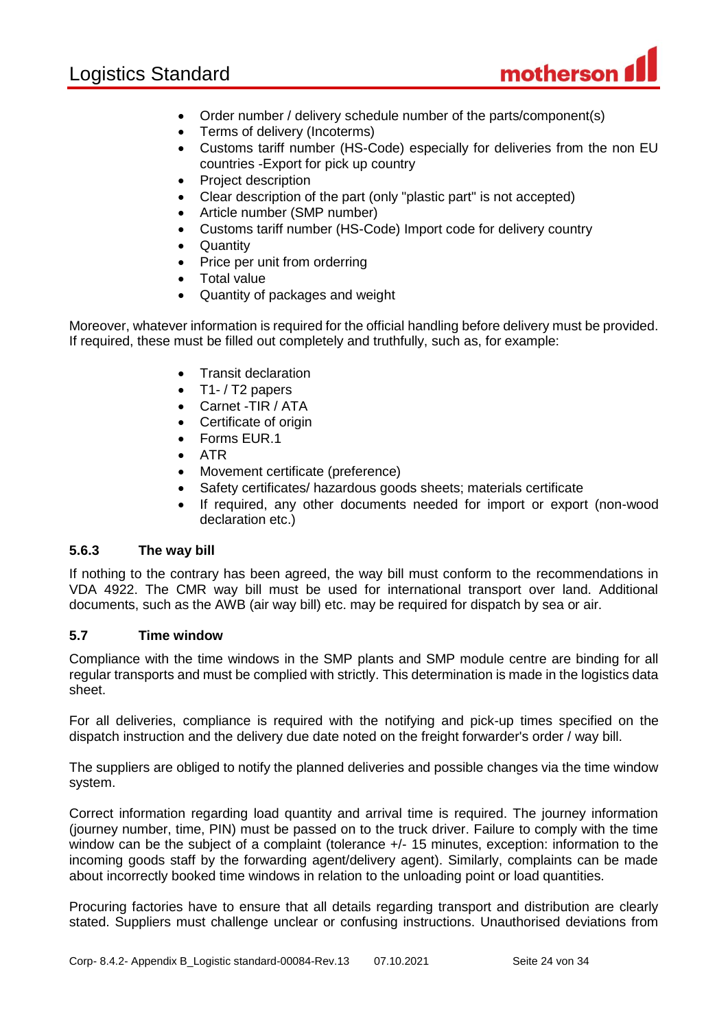- Order number / delivery schedule number of the parts/component(s)
- Terms of delivery (Incoterms)
- Customs tariff number (HS-Code) especially for deliveries from the non EU countries -Export for pick up country
- Project description
- Clear description of the part (only "plastic part" is not accepted)
- Article number (SMP number)
- Customs tariff number (HS-Code) Import code for delivery country
- Quantity
- Price per unit from orderring
- Total value
- Quantity of packages and weight

Moreover, whatever information is required for the official handling before delivery must be provided. If required, these must be filled out completely and truthfully, such as, for example:

- Transit declaration
- T1- / T2 papers
- Carnet -TIR / ATA
- Certificate of origin
- Forms EUR.1
- ATR
- Movement certificate (preference)
- Safety certificates/ hazardous goods sheets; materials certificate
- If required, any other documents needed for import or export (non-wood declaration etc.)

### 5.6.3 The way bill

If nothing to the contrary has been agreed, the way bill must conform to the recommendations in VDA 4922. The CMR way bill must be used for international transport over land. Additional documents, such as the AWB (air way bill) etc. may be required for dispatch by sea or air.

## 5.7 Time window

Compliance with the time windows in the SMP plants and SMP module centre are binding for all regular transports and must be complied with strictly. This determination is made in the logistics data sheet.

For all deliveries, compliance is required with the notifying and pick-up times specified on the dispatch instruction and the delivery due date noted on the freight forwarder's order / way bill.

The suppliers are obliged to notify the planned deliveries and possible changes via the time window system.

Correct information regarding load quantity and arrival time is required. The journey information (journey number, time, PIN) must be passed on to the truck driver. Failure to comply with the time window can be the subject of a complaint (tolerance +/- 15 minutes, exception: information to the incoming goods staff by the forwarding agent/delivery agent). Similarly, complaints can be made about incorrectly booked time windows in relation to the unloading point or load quantities.

Procuring factories have to ensure that all details regarding transport and distribution are clearly stated. Suppliers must challenge unclear or confusing instructions. Unauthorised deviations from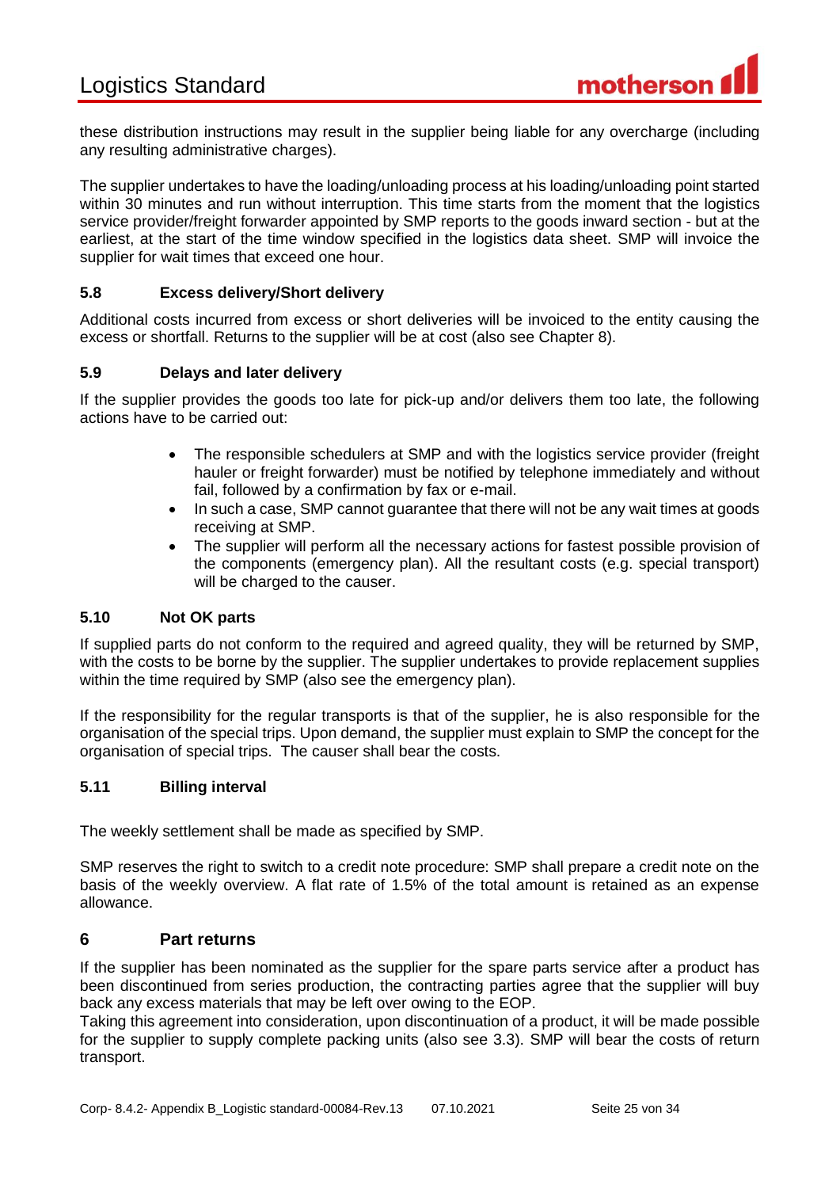these distribution instructions may result in the supplier being liable for any overcharge (including any resulting administrative charges).

The supplier undertakes to have the loading/unloading process at his loading/unloading point started within 30 minutes and run without interruption. This time starts from the moment that the logistics service provider/freight forwarder appointed by SMP reports to the goods inward section - but at the earliest, at the start of the time window specified in the logistics data sheet. SMP will invoice the supplier for wait times that exceed one hour.

### 5.8 Excess delivery/Short delivery

Additional costs incurred from excess or short deliveries will be invoiced to the entity causing the excess or shortfall. Returns to the supplier will be at cost (also see Chapter 8).

### 5.9 Delays and later delivery

If the supplier provides the goods too late for pick-up and/or delivers them too late, the following actions have to be carried out:

- The responsible schedulers at SMP and with the logistics service provider (freight hauler or freight forwarder) must be notified by telephone immediately and without fail, followed by a confirmation by fax or e-mail.
- In such a case, SMP cannot guarantee that there will not be any wait times at goods receiving at SMP.
- The supplier will perform all the necessary actions for fastest possible provision of the components (emergency plan). All the resultant costs (e.g. special transport) will be charged to the causer.

### 5.10 Not OK parts

If supplied parts do not conform to the required and agreed quality, they will be returned by SMP, with the costs to be borne by the supplier. The supplier undertakes to provide replacement supplies within the time required by SMP (also see the emergency plan).

If the responsibility for the regular transports is that of the supplier, he is also responsible for the organisation of the special trips. Upon demand, the supplier must explain to SMP the concept for the organisation of special trips. The causer shall bear the costs.

### 5.11 Billing interval

The weekly settlement shall be made as specified by SMP.

SMP reserves the right to switch to a credit note procedure: SMP shall prepare a credit note on the basis of the weekly overview. A flat rate of 1.5% of the total amount is retained as an expense allowance.

## 6 Part returns

If the supplier has been nominated as the supplier for the spare parts service after a product has been discontinued from series production, the contracting parties agree that the supplier will buy back any excess materials that may be left over owing to the EOP.
Taking this agreement into consideration, upon discontinuation of a product, it will be made possible for the supplier to supply complete packing units (also see 3.3). SMP will bear the costs of return transport.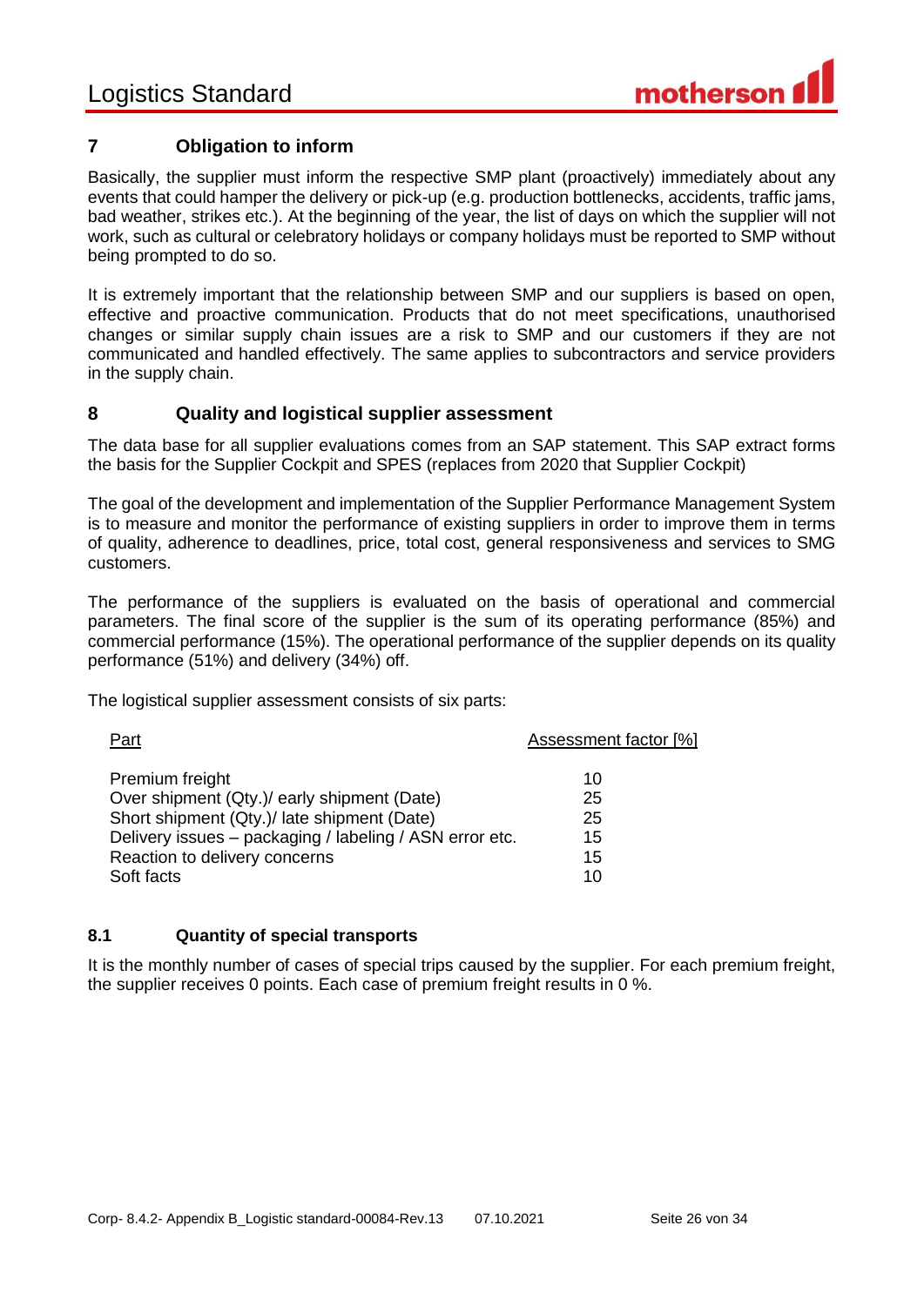## 7 Obligation to inform

Basically, the supplier must inform the respective SMP plant (proactively) immediately about any events that could hamper the delivery or pick-up (e.g. production bottlenecks, accidents, traffic jams, bad weather, strikes etc.). At the beginning of the year, the list of days on which the supplier will not work, such as cultural or celebratory holidays or company holidays must be reported to SMP without being prompted to do so.

It is extremely important that the relationship between SMP and our suppliers is based on open, effective and proactive communication. Products that do not meet specifications, unauthorised changes or similar supply chain issues are a risk to SMP and our customers if they are not communicated and handled effectively. The same applies to subcontractors and service providers in the supply chain.

## 8 Quality and logistical supplier assessment

The data base for all supplier evaluations comes from an SAP statement. This SAP extract forms the basis for the Supplier Cockpit and SPES (replaces from 2020 that Supplier Cockpit)

The goal of the development and implementation of the Supplier Performance Management System is to measure and monitor the performance of existing suppliers in order to improve them in terms of quality, adherence to deadlines, price, total cost, general responsiveness and services to SMG customers.

The performance of the suppliers is evaluated on the basis of operational and commercial parameters. The final score of the supplier is the sum of its operating performance (85%) and commercial performance (15%). The operational performance of the supplier depends on its quality performance (51%) and delivery (34%) off.

The logistical supplier assessment consists of six parts:

| Part | Assessment factor [%] |
|---|---|
| Premium freight | 10 |
| Over shipment (Qty.)/ early shipment (Date) | 25 |
| Short shipment (Qty.)/ late shipment (Date) | 25 |
| Delivery issues – packaging / labeling / ASN error etc. | 15 |
| Reaction to delivery concerns | 15 |
| Soft facts | 10 |

### 8.1 Quantity of special transports

It is the monthly number of cases of special trips caused by the supplier. For each premium freight, the supplier receives 0 points. Each case of premium freight results in 0 %.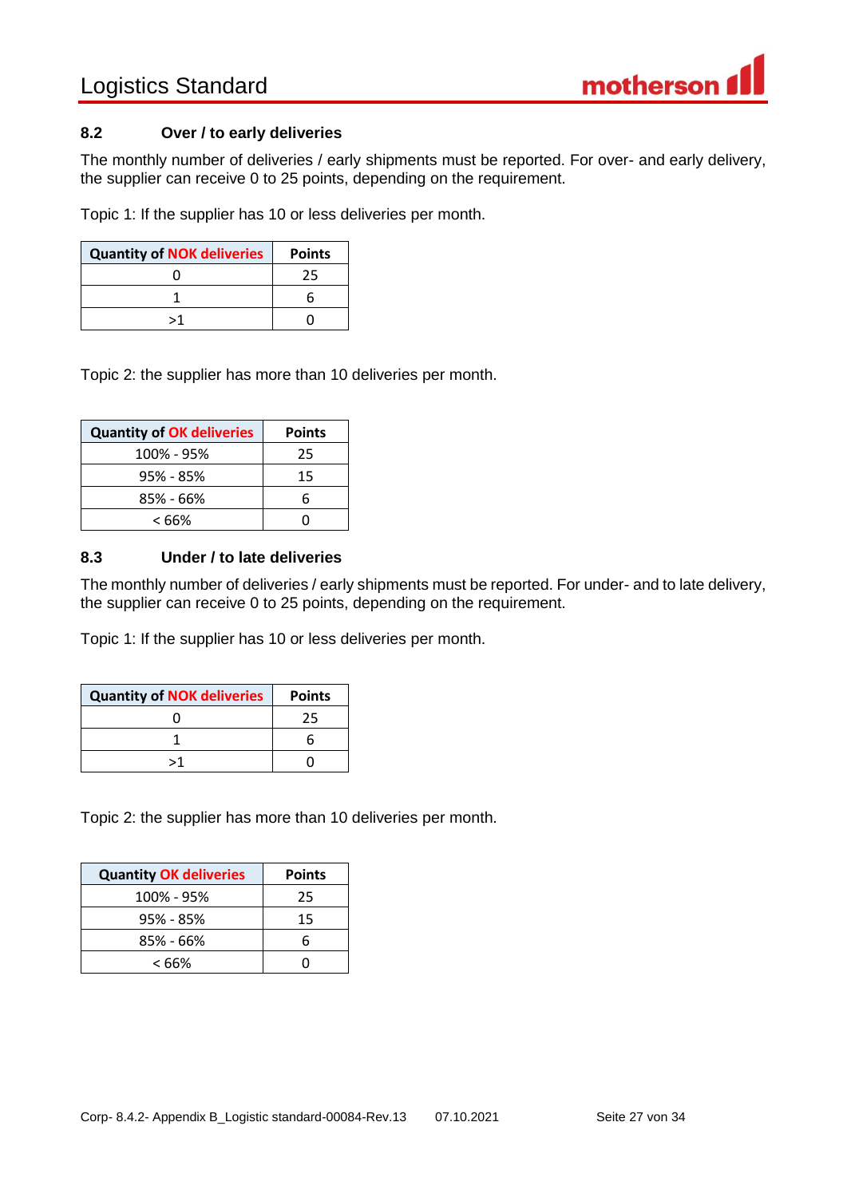### 8.2 Over / to early deliveries

The monthly number of deliveries / early shipments must be reported. For over- and early delivery, the supplier can receive 0 to 25 points, depending on the requirement.

Topic 1: If the supplier has 10 or less deliveries per month.

| Quantity of NOK deliveries | Points |
|---|---|
| 0 | 25 |
| 1 | 6 |
| >1 | 0 |

Topic 2: the supplier has more than 10 deliveries per month.

| Quantity of OK deliveries | Points |
|---|---|
| 100% - 95% | 25 |
| 95% - 85% | 15 |
| 85% - 66% | 6 |
| < 66% | 0 |

### 8.3 Under / to late deliveries

The monthly number of deliveries / early shipments must be reported. For under- and to late delivery, the supplier can receive 0 to 25 points, depending on the requirement.

Topic 1: If the supplier has 10 or less deliveries per month.

| Quantity of NOK deliveries | Points |
|---|---|
| 0 | 25 |
| 1 | 6 |
| >1 | 0 |

Topic 2: the supplier has more than 10 deliveries per month.

| Quantity OK deliveries | Points |
|---|---|
| 100% - 95% | 25 |
| 95% - 85% | 15 |
| 85% - 66% | 6 |
| < 66% | 0 |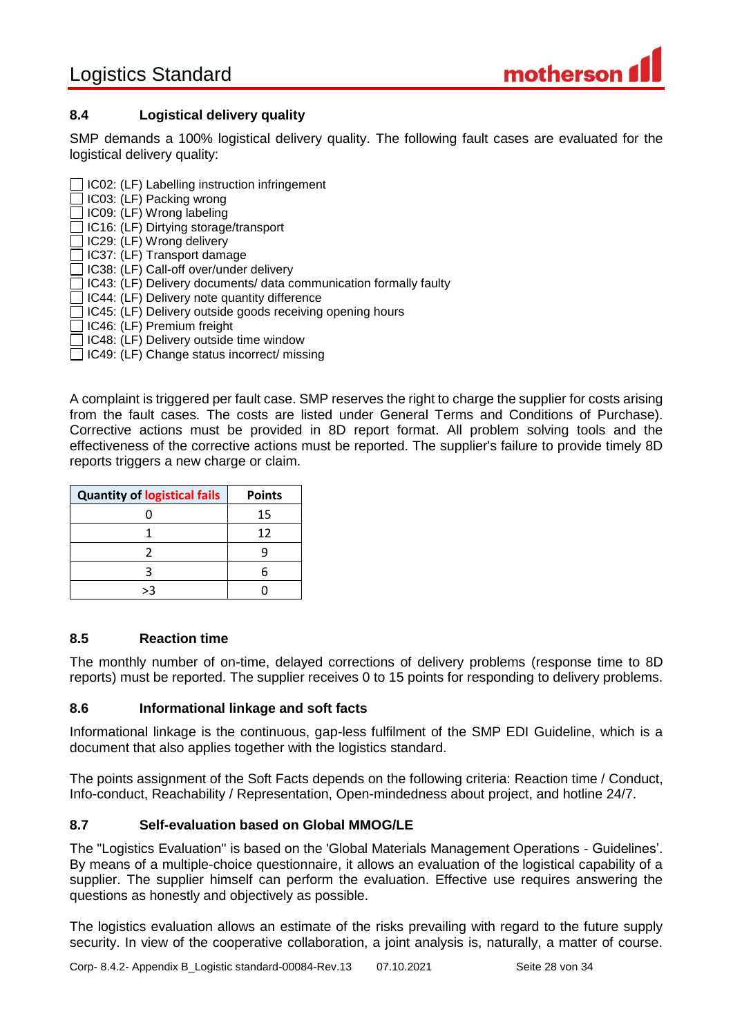### 8.4 Logistical delivery quality

SMP demands a 100% logistical delivery quality. The following fault cases are evaluated for the logistical delivery quality:

- ☐ IC02: (LF) Labelling instruction infringement
- ☐ IC03: (LF) Packing wrong
- ☐ IC09: (LF) Wrong labeling
- ☐ IC16: (LF) Dirtying storage/transport
- ☐ IC29: (LF) Wrong delivery
- ☐ IC37: (LF) Transport damage
- ☐ IC38: (LF) Call-off over/under delivery
- ☐ IC43: (LF) Delivery documents/ data communication formally faulty
- ☐ IC44: (LF) Delivery note quantity difference
- ☐ IC45: (LF) Delivery outside goods receiving opening hours
- ☐ IC46: (LF) Premium freight
- ☐ IC48: (LF) Delivery outside time window
- ☐ IC49: (LF) Change status incorrect/ missing

A complaint is triggered per fault case. SMP reserves the right to charge the supplier for costs arising from the fault cases. The costs are listed under General Terms and Conditions of Purchase). Corrective actions must be provided in 8D report format. All problem solving tools and the effectiveness of the corrective actions must be reported. The supplier's failure to provide timely 8D reports triggers a new charge or claim.

| Quantity of logistical fails | Points |
|---|---|
| 0 | 15 |
| 1 | 12 |
| 2 | 9 |
| 3 | 6 |
| >3 | 0 |

### 8.5 Reaction time

The monthly number of on-time, delayed corrections of delivery problems (response time to 8D reports) must be reported. The supplier receives 0 to 15 points for responding to delivery problems.

### 8.6 Informational linkage and soft facts

Informational linkage is the continuous, gap-less fulfilment of the SMP EDI Guideline, which is a document that also applies together with the logistics standard.

The points assignment of the Soft Facts depends on the following criteria: Reaction time / Conduct, Info-conduct, Reachability / Representation, Open-mindedness about project, and hotline 24/7.

### 8.7 Self-evaluation based on Global MMOG/LE

The "Logistics Evaluation" is based on the 'Global Materials Management Operations - Guidelines'. By means of a multiple-choice questionnaire, it allows an evaluation of the logistical capability of a supplier. The supplier himself can perform the evaluation. Effective use requires answering the questions as honestly and objectively as possible.

The logistics evaluation allows an estimate of the risks prevailing with regard to the future supply security. In view of the cooperative collaboration, a joint analysis is, naturally, a matter of course.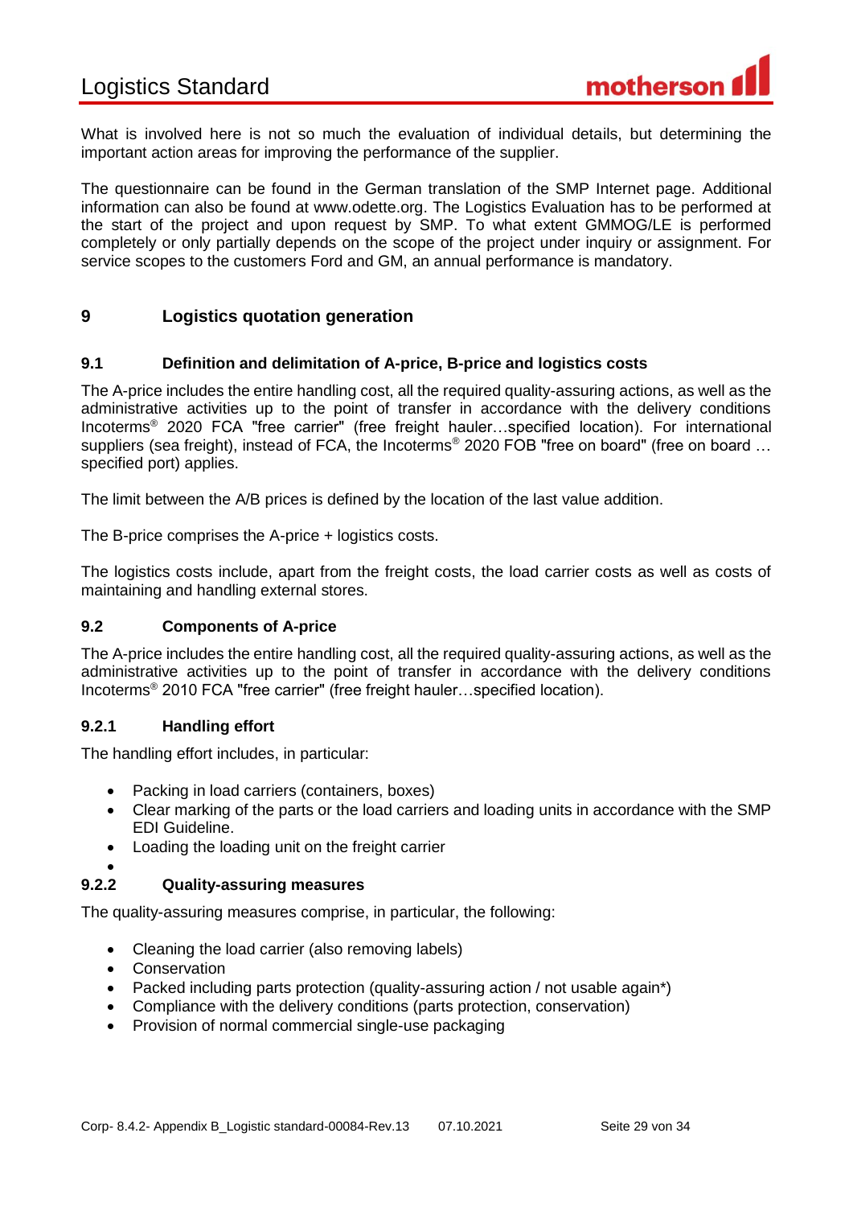What is involved here is not so much the evaluation of individual details, but determining the important action areas for improving the performance of the supplier.

The questionnaire can be found in the German translation of the SMP Internet page. Additional information can also be found at www.odette.org. The Logistics Evaluation has to be performed at the start of the project and upon request by SMP. To what extent GMMOG/LE is performed completely or only partially depends on the scope of the project under inquiry or assignment. For service scopes to the customers Ford and GM, an annual performance is mandatory.

# 9 Logistics quotation generation

## 9.1 Definition and delimitation of A-price, B-price and logistics costs

The A-price includes the entire handling cost, all the required quality-assuring actions, as well as the administrative activities up to the point of transfer in accordance with the delivery conditions Incoterms® 2020 FCA "free carrier" (free freight hauler…specified location). For international suppliers (sea freight), instead of FCA, the Incoterms® 2020 FOB "free on board" (free on board … specified port) applies.

The limit between the A/B prices is defined by the location of the last value addition.

The B-price comprises the A-price + logistics costs.

The logistics costs include, apart from the freight costs, the load carrier costs as well as costs of maintaining and handling external stores.

## 9.2 Components of A-price

The A-price includes the entire handling cost, all the required quality-assuring actions, as well as the administrative activities up to the point of transfer in accordance with the delivery conditions Incoterms® 2010 FCA "free carrier" (free freight hauler…specified location).

### 9.2.1 Handling effort

The handling effort includes, in particular:

- Packing in load carriers (containers, boxes)
- Clear marking of the parts or the load carriers and loading units in accordance with the SMP EDI Guideline.
- Loading the loading unit on the freight carrier

### 9.2.2 Quality-assuring measures

The quality-assuring measures comprise, in particular, the following:

- Cleaning the load carrier (also removing labels)
- Conservation
- Packed including parts protection (quality-assuring action / not usable again*)
- Compliance with the delivery conditions (parts protection, conservation)
- Provision of normal commercial single-use packaging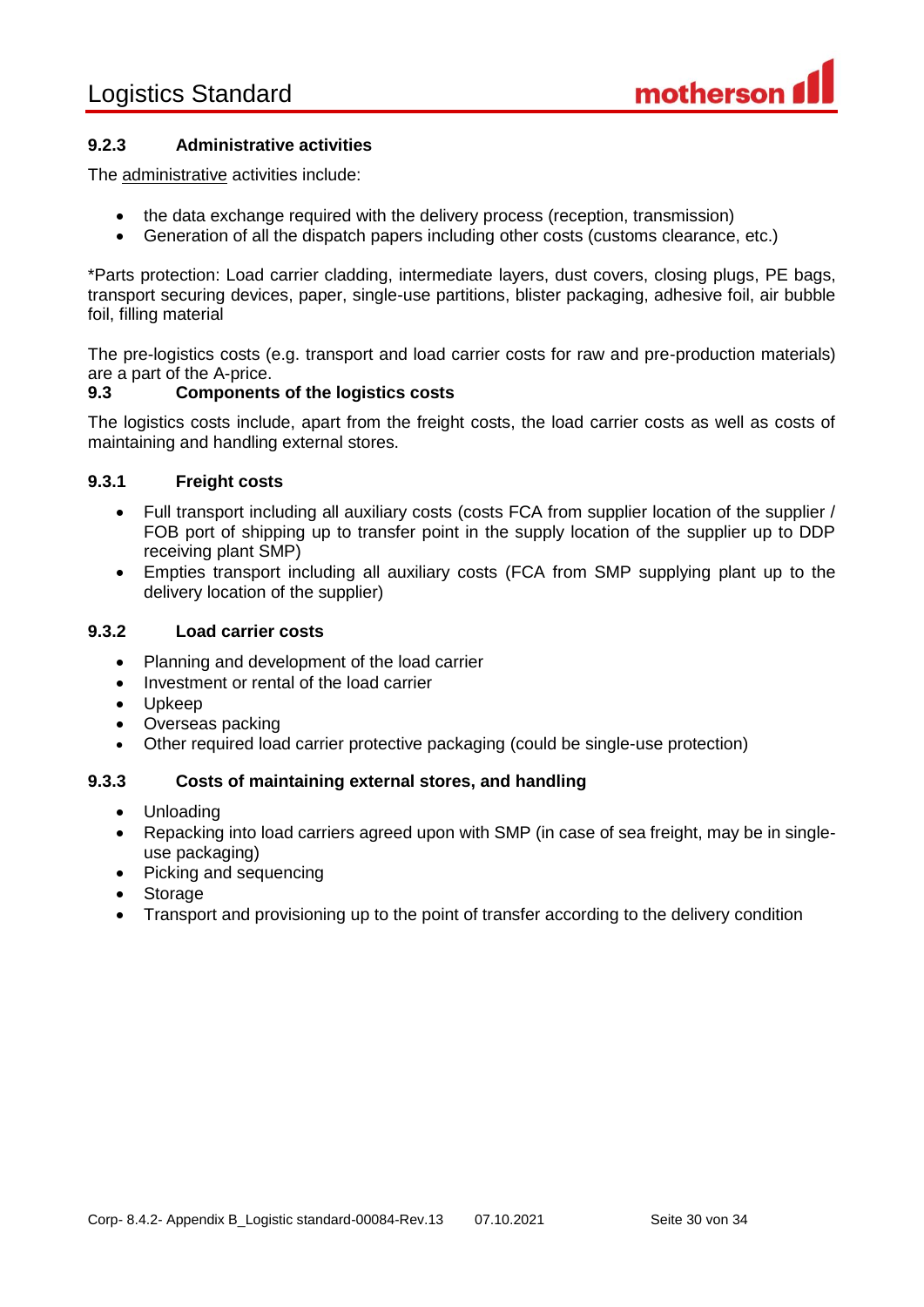### 9.2.3 Administrative activities

The administrative activities include:

- the data exchange required with the delivery process (reception, transmission)
- Generation of all the dispatch papers including other costs (customs clearance, etc.)

*Parts protection: Load carrier cladding, intermediate layers, dust covers, closing plugs, PE bags, transport securing devices, paper, single-use partitions, blister packaging, adhesive foil, air bubble foil, filling material

The pre-logistics costs (e.g. transport and load carrier costs for raw and pre-production materials) are a part of the A-price.

## 9.3 Components of the logistics costs

The logistics costs include, apart from the freight costs, the load carrier costs as well as costs of maintaining and handling external stores.

### 9.3.1 Freight costs

- Full transport including all auxiliary costs (costs FCA from supplier location of the supplier / FOB port of shipping up to transfer point in the supply location of the supplier up to DDP receiving plant SMP)
- Empties transport including all auxiliary costs (FCA from SMP supplying plant up to the delivery location of the supplier)

### 9.3.2 Load carrier costs

- Planning and development of the load carrier
- Investment or rental of the load carrier
- Upkeep
- Overseas packing
- Other required load carrier protective packaging (could be single-use protection)

### 9.3.3 Costs of maintaining external stores, and handling

- Unloading
- Repacking into load carriers agreed upon with SMP (in case of sea freight, may be in single-use packaging)
- Picking and sequencing
- Storage
- Transport and provisioning up to the point of transfer according to the delivery condition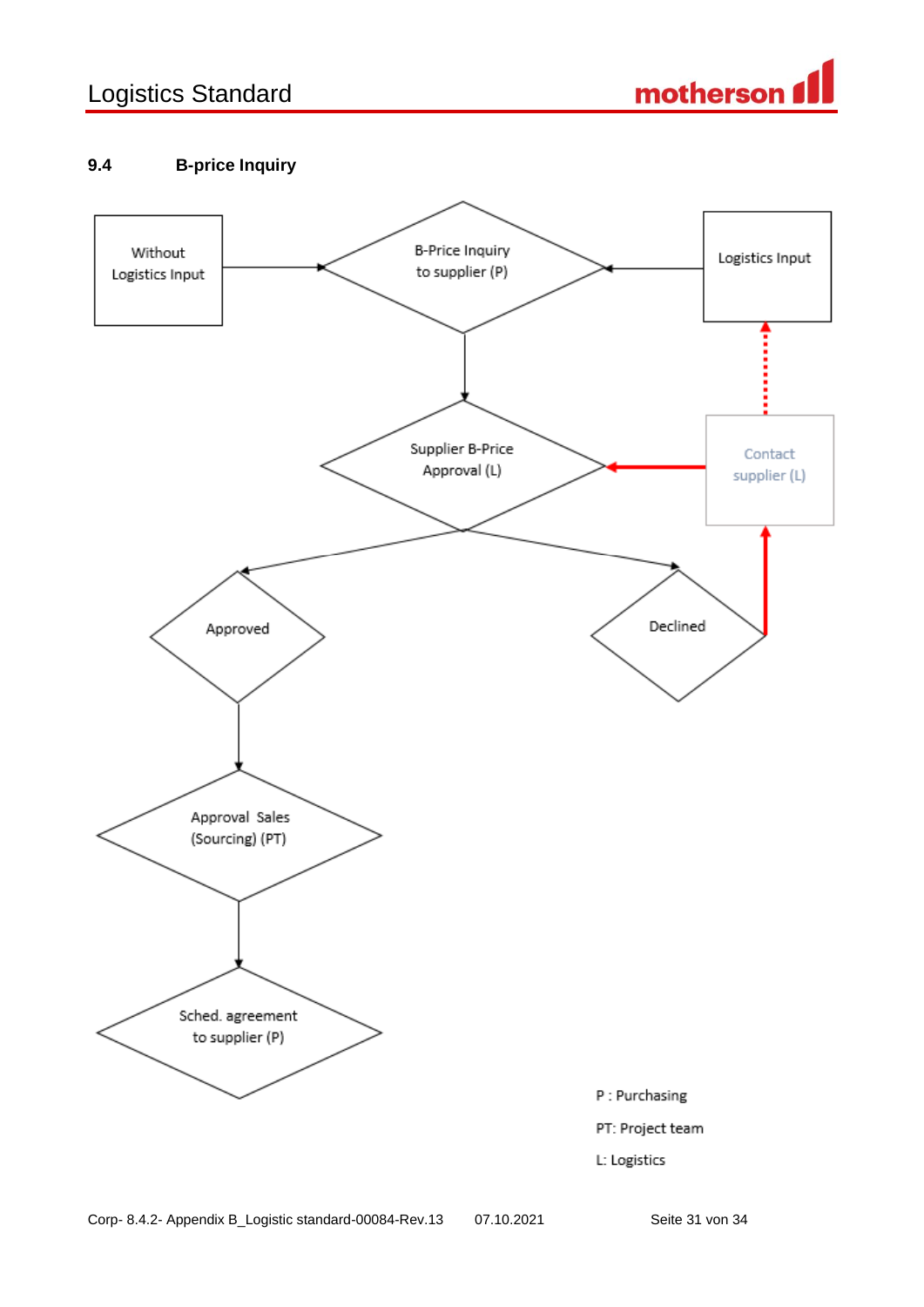## 9.4 B-price Inquiry

Without Logistics Input

B-Price Inquiry to supplier (P)

Logistics Input

Supplier B-Price Approval (L)

Contact supplier (L)

Approved

Declined

Approval Sales (Sourcing) (PT)

Sched. agreement to supplier (P)

P : Purchasing

PT: Project team

L: Logistics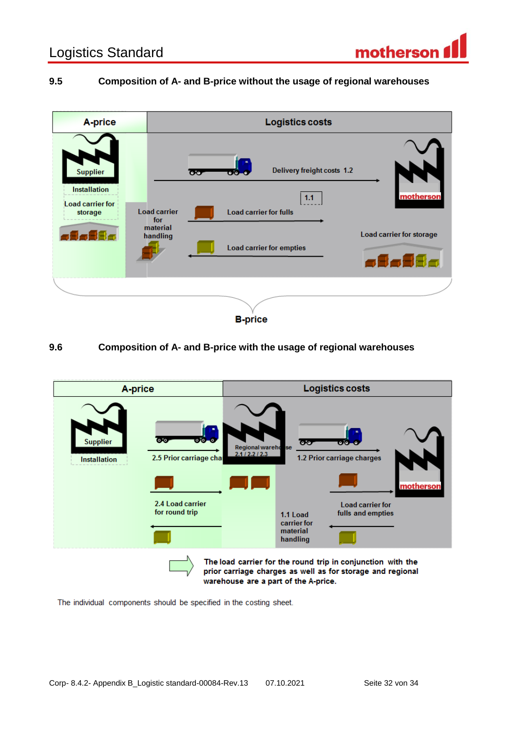## 9.5 Composition of A- and B-price without the usage of regional warehouses

A-price | Logistics costs

Supplier

Installation

Load carrier for storage

Load carrier for material handling

Delivery freight costs 1.2

1.1

Load carrier for fulls

Load carrier for empties

motherson

Load carrier for storage

B-price

## 9.6 Composition of A- and B-price with the usage of regional warehouses

A-price | Logistics costs

Supplier

Installation

2.5 Prior carriage cha

Regional warehouse 2.1 / 2.2 / 2.3

1.2 Prior carriage charges

motherson

2.4 Load carrier for round trip

1.1 Load carrier for material handling

Load carrier for fulls and empties

**The load carrier for the round trip in conjunction with the prior carriage charges as well as for storage and regional warehouse are a part of the A-price.**

The individual components should be specified in the costing sheet.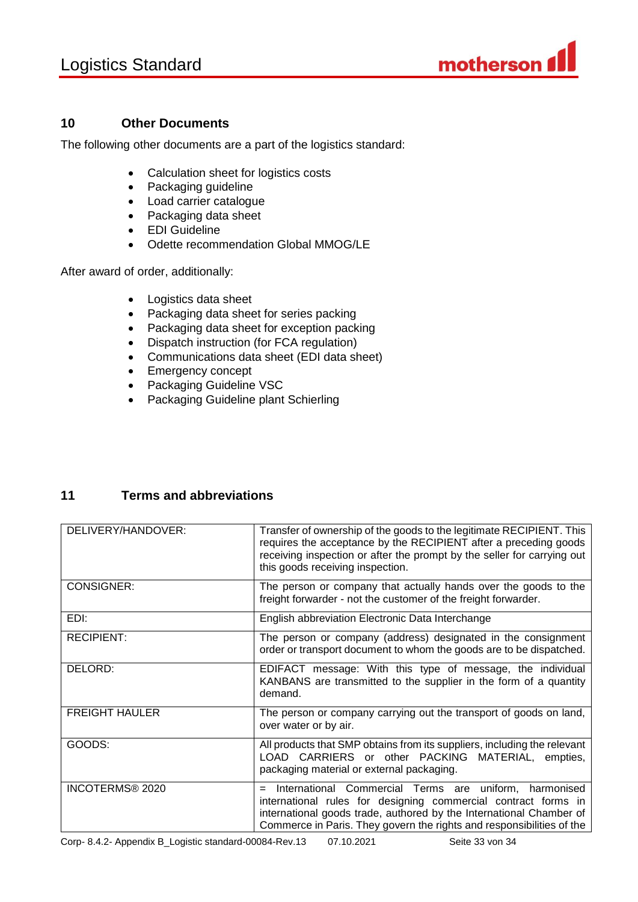## 10 Other Documents

The following other documents are a part of the logistics standard:

- Calculation sheet for logistics costs
- Packaging guideline
- Load carrier catalogue
- Packaging data sheet
- EDI Guideline
- Odette recommendation Global MMOG/LE

After award of order, additionally:

- Logistics data sheet
- Packaging data sheet for series packing
- Packaging data sheet for exception packing
- Dispatch instruction (for FCA regulation)
- Communications data sheet (EDI data sheet)
- Emergency concept
- Packaging Guideline VSC
- Packaging Guideline plant Schierling

## 11 Terms and abbreviations

| | |
|---|---|
| DELIVERY/HANDOVER: | Transfer of ownership of the goods to the legitimate RECIPIENT. This requires the acceptance by the RECIPIENT after a preceding goods receiving inspection or after the prompt by the seller for carrying out this goods receiving inspection. |
| CONSIGNER: | The person or company that actually hands over the goods to the freight forwarder - not the customer of the freight forwarder. |
| EDI: | English abbreviation Electronic Data Interchange |
| RECIPIENT: | The person or company (address) designated in the consignment order or transport document to whom the goods are to be dispatched. |
| DELORD: | EDIFACT message: With this type of message, the individual KANBANS are transmitted to the supplier in the form of a quantity demand. |
| FREIGHT HAULER | The person or company carrying out the transport of goods on land, over water or by air. |
| GOODS: | All products that SMP obtains from its suppliers, including the relevant LOAD CARRIERS or other PACKING MATERIAL, empties, packaging material or external packaging. |
| INCOTERMS® 2020 | = International Commercial Terms are uniform, harmonised international rules for designing commercial contract forms in international goods trade, authored by the International Chamber of Commerce in Paris. They govern the rights and responsibilities of the |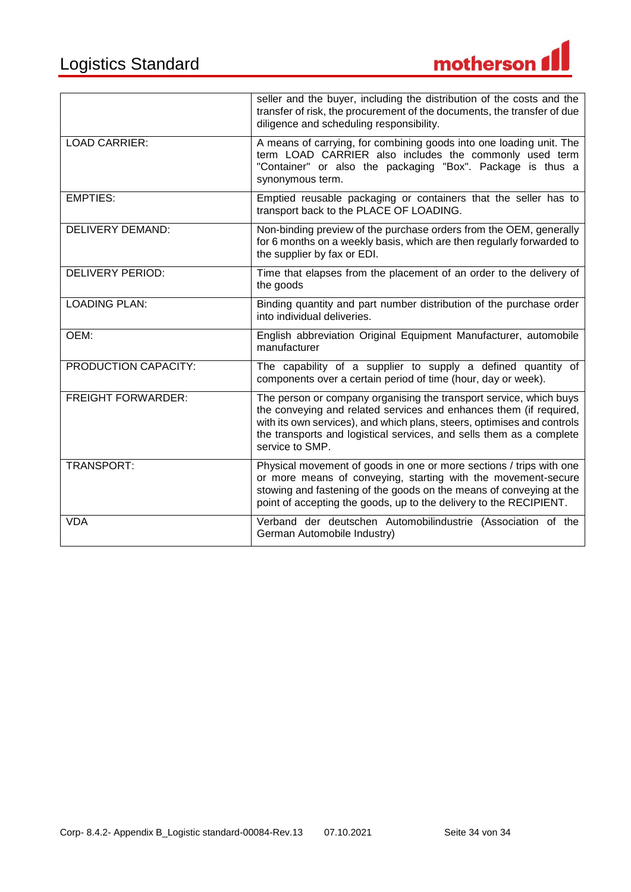| | |
|---|---|
| | seller and the buyer, including the distribution of the costs and the transfer of risk, the procurement of the documents, the transfer of due diligence and scheduling responsibility. |
| LOAD CARRIER: | A means of carrying, for combining goods into one loading unit. The term LOAD CARRIER also includes the commonly used term "Container" or also the packaging "Box". Package is thus a synonymous term. |
| EMPTIES: | Emptied reusable packaging or containers that the seller has to transport back to the PLACE OF LOADING. |
| DELIVERY DEMAND: | Non-binding preview of the purchase orders from the OEM, generally for 6 months on a weekly basis, which are then regularly forwarded to the supplier by fax or EDI. |
| DELIVERY PERIOD: | Time that elapses from the placement of an order to the delivery of the goods |
| LOADING PLAN: | Binding quantity and part number distribution of the purchase order into individual deliveries. |
| OEM: | English abbreviation Original Equipment Manufacturer, automobile manufacturer |
| PRODUCTION CAPACITY: | The capability of a supplier to supply a defined quantity of components over a certain period of time (hour, day or week). |
| FREIGHT FORWARDER: | The person or company organising the transport service, which buys the conveying and related services and enhances them (if required, with its own services), and which plans, steers, optimises and controls the transports and logistical services, and sells them as a complete service to SMP. |
| TRANSPORT: | Physical movement of goods in one or more sections / trips with one or more means of conveying, starting with the movement-secure stowing and fastening of the goods on the means of conveying at the point of accepting the goods, up to the delivery to the RECIPIENT. |
| VDA | Verband der deutschen Automobilindustrie (Association of the German Automobile Industry) |